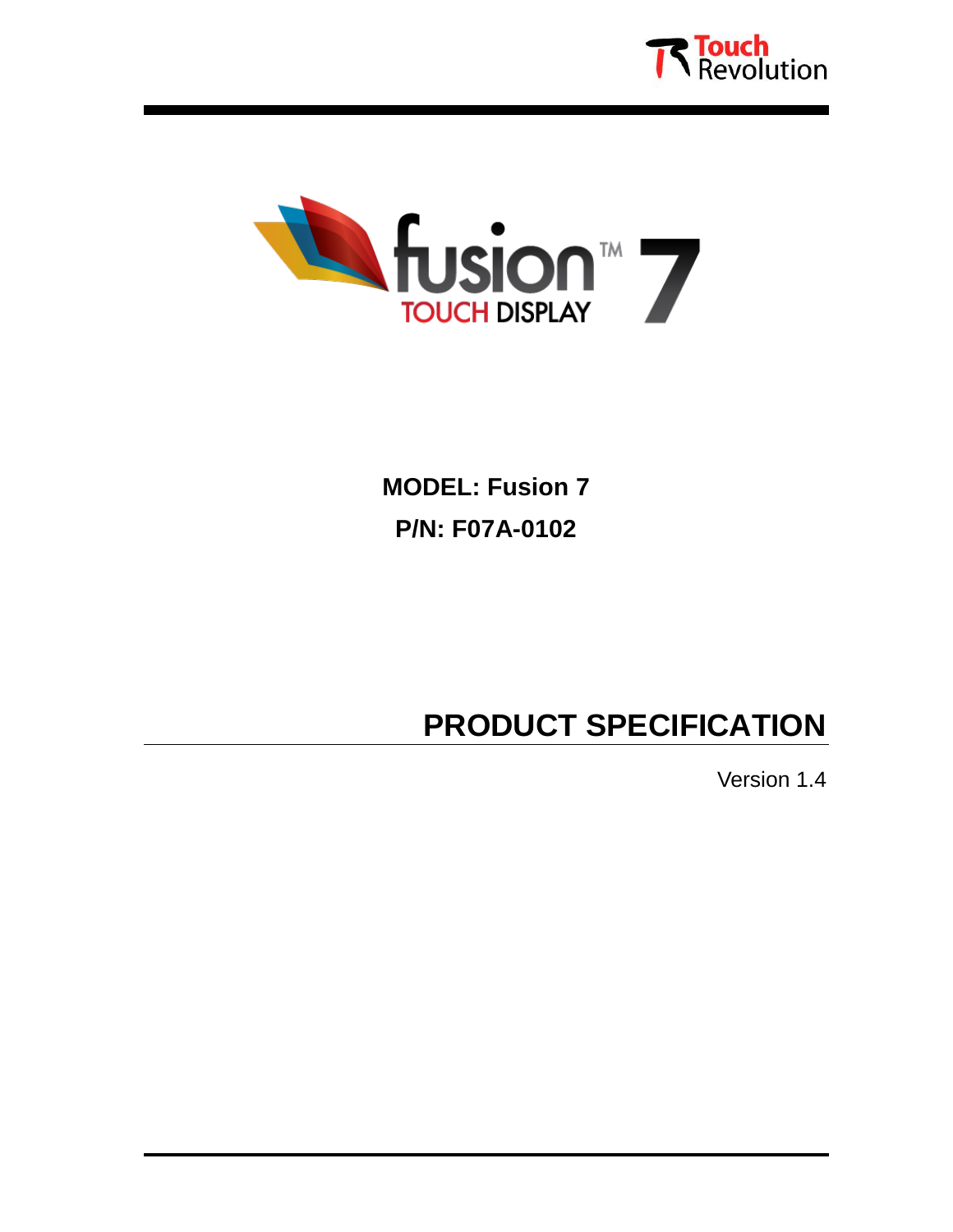Touch Revolution

fusion™ 7
TOUCH DISPLAY

**MODEL: Fusion 7**

**P/N: F07A-0102**

# PRODUCT SPECIFICATION

Version 1.4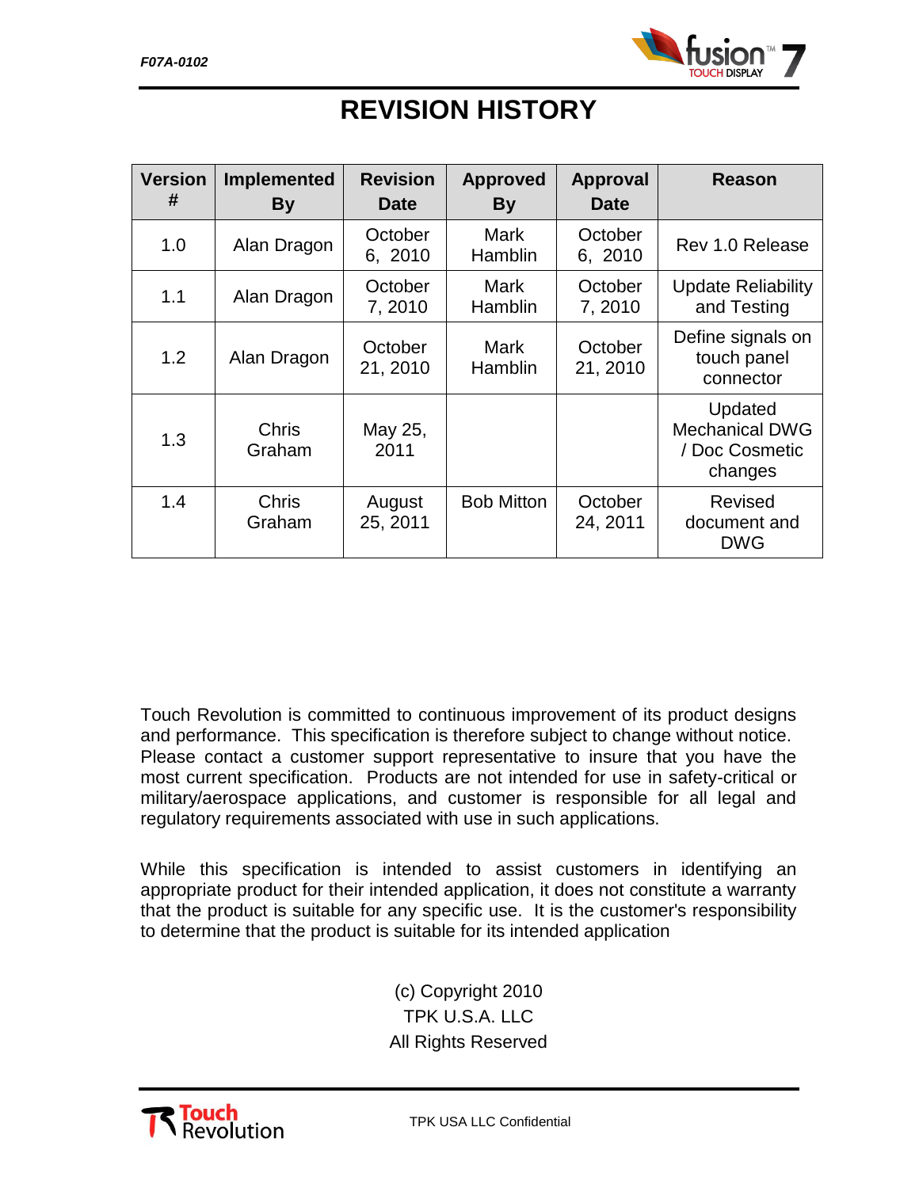# REVISION HISTORY

| Version # | Implemented By | Revision Date | Approved By | Approval Date | Reason |
|---|---|---|---|---|---|
| 1.0 | Alan Dragon | October 6, 2010 | Mark Hamblin | October 6, 2010 | Rev 1.0 Release |
| 1.1 | Alan Dragon | October 7, 2010 | Mark Hamblin | October 7, 2010 | Update Reliability and Testing |
| 1.2 | Alan Dragon | October 21, 2010 | Mark Hamblin | October 21, 2010 | Define signals on touch panel connector |
| 1.3 | Chris Graham | May 25, 2011 | | | Updated Mechanical DWG / Doc Cosmetic changes |
| 1.4 | Chris Graham | August 25, 2011 | Bob Mitton | October 24, 2011 | Revised document and DWG |

Touch Revolution is committed to continuous improvement of its product designs and performance. This specification is therefore subject to change without notice. Please contact a customer support representative to insure that you have the most current specification. Products are not intended for use in safety-critical or military/aerospace applications, and customer is responsible for all legal and regulatory requirements associated with use in such applications.

While this specification is intended to assist customers in identifying an appropriate product for their intended application, it does not constitute a warranty that the product is suitable for any specific use. It is the customer's responsibility to determine that the product is suitable for its intended application

(c) Copyright 2010
TPK U.S.A. LLC
All Rights Reserved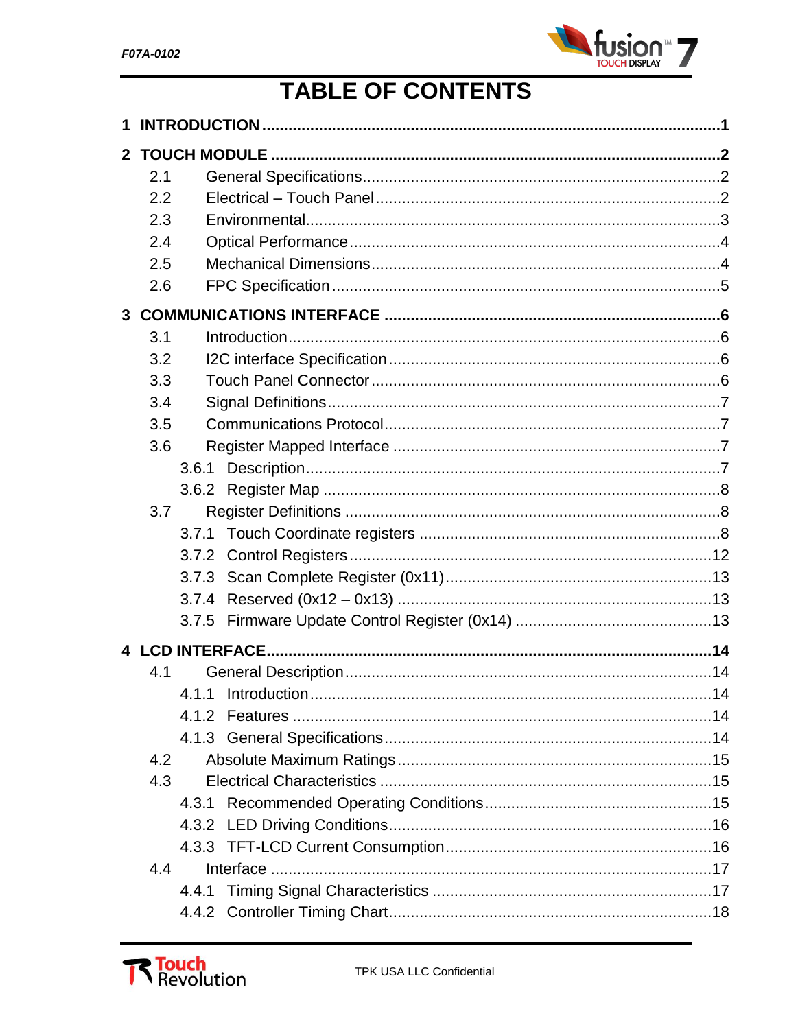# TABLE OF CONTENTS

**1 INTRODUCTION .......................................................................................... 1**

**2 TOUCH MODULE ....................................................................................... 2**

- 2.1 General Specifications ............................................................................ 2
- 2.2 Electrical – Touch Panel .......................................................................... 2
- 2.3 Environmental ........................................................................................ 3
- 2.4 Optical Performance ............................................................................... 4
- 2.5 Mechanical Dimensions ........................................................................... 4
- 2.6 FPC Specification ................................................................................... 5

**3 COMMUNICATIONS INTERFACE .............................................................. 6**

- 3.1 Introduction ............................................................................................ 6
- 3.2 I2C interface Specification ....................................................................... 6
- 3.3 Touch Panel Connector ............................................................................ 6
- 3.4 Signal Definitions .................................................................................... 7
- 3.5 Communications Protocol ......................................................................... 7
- 3.6 Register Mapped Interface ........................................................................ 7
  - 3.6.1 Description ......................................................................................... 7
  - 3.6.2 Register Map ...................................................................................... 8
- 3.7 Register Definitions .................................................................................. 8
  - 3.7.1 Touch Coordinate registers ................................................................... 8
  - 3.7.2 Control Registers ................................................................................ 12
  - 3.7.3 Scan Complete Register (0x11) ............................................................ 13
  - 3.7.4 Reserved (0x12 – 0x13) ...................................................................... 13
  - 3.7.5 Firmware Update Control Register (0x14) ............................................. 13

**4 LCD INTERFACE ....................................................................................... 14**

- 4.1 General Description ................................................................................ 14
  - 4.1.1 Introduction ....................................................................................... 14
  - 4.1.2 Features ........................................................................................... 14
  - 4.1.3 General Specifications ........................................................................ 14
- 4.2 Absolute Maximum Ratings ..................................................................... 15
- 4.3 Electrical Characteristics ......................................................................... 15
  - 4.3.1 Recommended Operating Conditions .................................................... 15
  - 4.3.2 LED Driving Conditions ....................................................................... 16
  - 4.3.3 TFT-LCD Current Consumption ............................................................ 16
- 4.4 Interface ................................................................................................ 17
  - 4.4.1 Timing Signal Characteristics ............................................................... 17
  - 4.4.2 Controller Timing Chart ....................................................................... 18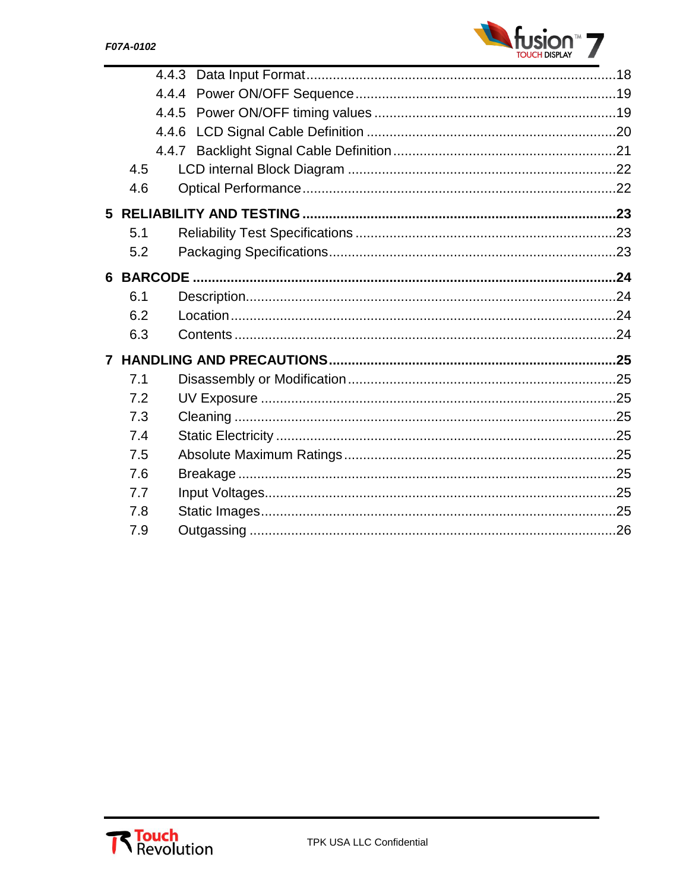- 4.4.3 Data Input Format .....18
- 4.4.4 Power ON/OFF Sequence .....19
- 4.4.5 Power ON/OFF timing values .....19
- 4.4.6 LCD Signal Cable Definition .....20
- 4.4.7 Backlight Signal Cable Definition .....21
- 4.5 LCD internal Block Diagram .....22
- 4.6 Optical Performance .....22

**5 RELIABILITY AND TESTING .....23**

- 5.1 Reliability Test Specifications .....23
- 5.2 Packaging Specifications .....23

**6 BARCODE .....24**

- 6.1 Description .....24
- 6.2 Location .....24
- 6.3 Contents .....24

**7 HANDLING AND PRECAUTIONS .....25**

- 7.1 Disassembly or Modification .....25
- 7.2 UV Exposure .....25
- 7.3 Cleaning .....25
- 7.4 Static Electricity .....25
- 7.5 Absolute Maximum Ratings .....25
- 7.6 Breakage .....25
- 7.7 Input Voltages .....25
- 7.8 Static Images .....25
- 7.9 Outgassing .....26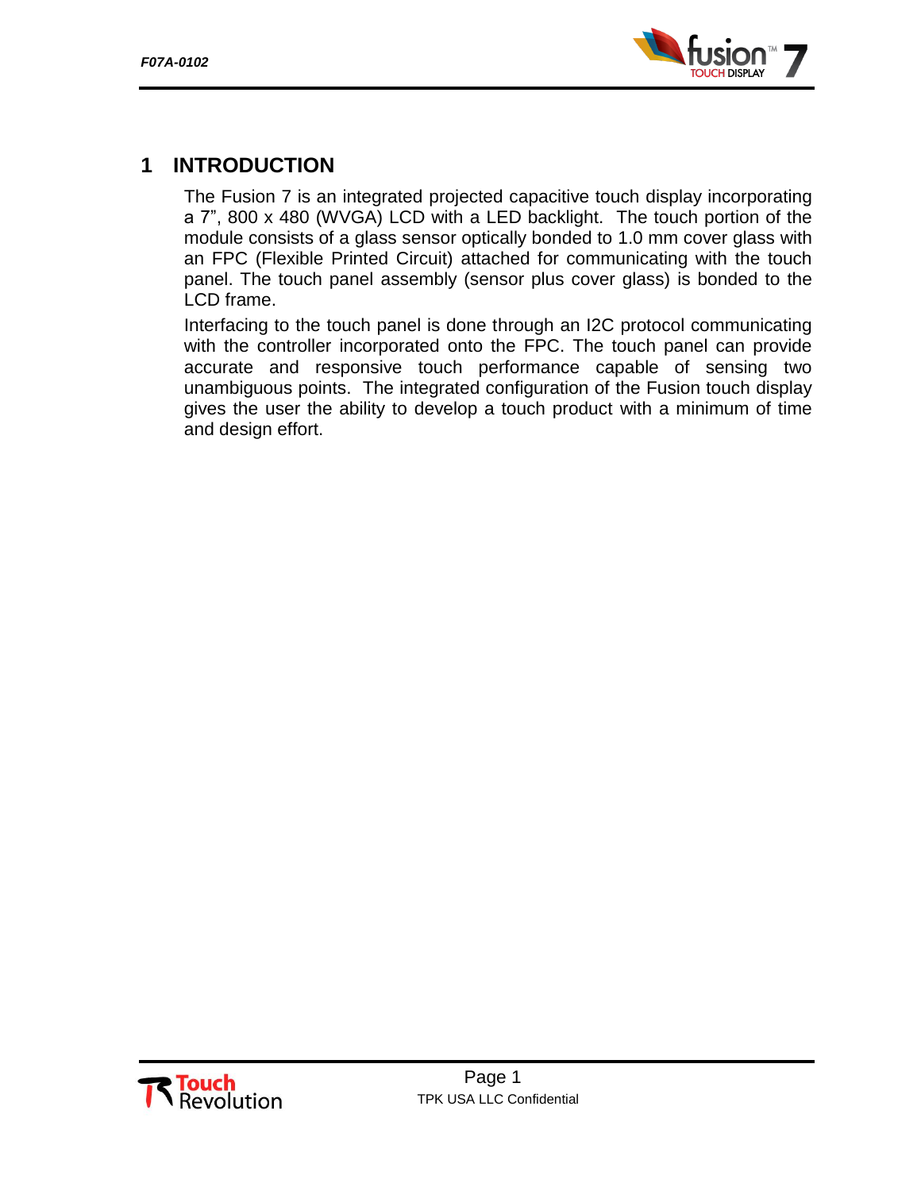# 1 INTRODUCTION

The Fusion 7 is an integrated projected capacitive touch display incorporating a 7", 800 x 480 (WVGA) LCD with a LED backlight. The touch portion of the module consists of a glass sensor optically bonded to 1.0 mm cover glass with an FPC (Flexible Printed Circuit) attached for communicating with the touch panel. The touch panel assembly (sensor plus cover glass) is bonded to the LCD frame.

Interfacing to the touch panel is done through an I2C protocol communicating with the controller incorporated onto the FPC. The touch panel can provide accurate and responsive touch performance capable of sensing two unambiguous points. The integrated configuration of the Fusion touch display gives the user the ability to develop a touch product with a minimum of time and design effort.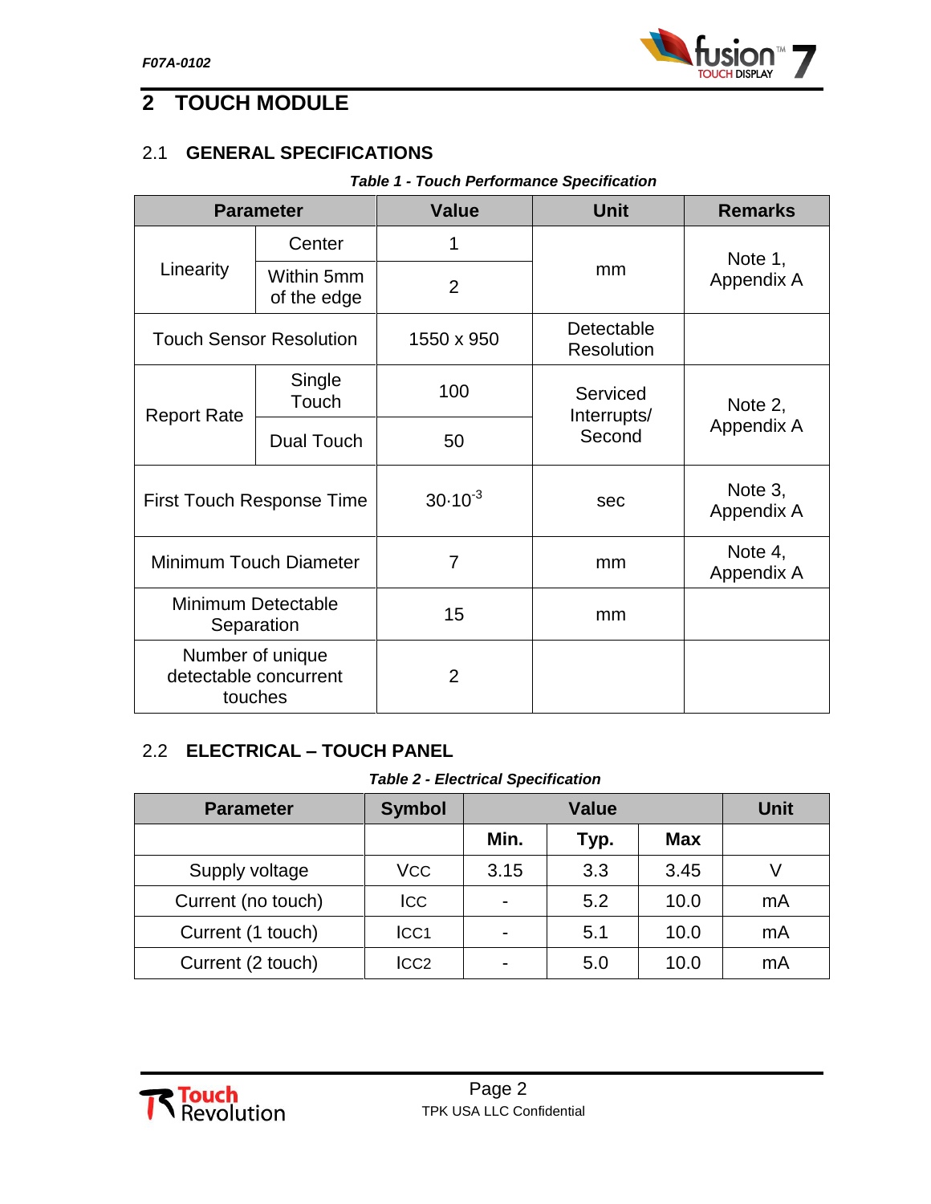# 2 TOUCH MODULE

## 2.1 GENERAL SPECIFICATIONS

***Table 1 - Touch Performance Specification***

| Parameter | | Value | Unit | Remarks |
|---|---|---|---|---|
| Linearity | Center | 1 | mm | Note 1, Appendix A |
| | Within 5mm of the edge | 2 | | |
| Touch Sensor Resolution | | 1550 x 950 | Detectable Resolution | |
| Report Rate | Single Touch | 100 | Serviced Interrupts/ Second | Note 2, Appendix A |
| | Dual Touch | 50 | | |
| First Touch Response Time | | $30 \cdot 10^{-3}$ | sec | Note 3, Appendix A |
| Minimum Touch Diameter | | 7 | mm | Note 4, Appendix A |
| Minimum Detectable Separation | | 15 | mm | |
| Number of unique detectable concurrent touches | | 2 | | |

## 2.2 ELECTRICAL – TOUCH PANEL

***Table 2 - Electrical Specification***

| Parameter | Symbol | Value | | | Unit |
|---|---|---|---|---|---|
| | | Min. | Typ. | Max | |
| Supply voltage | $V_{CC}$ | 3.15 | 3.3 | 3.45 | V |
| Current (no touch) | $I_{CC}$ | - | 5.2 | 10.0 | mA |
| Current (1 touch) | $I_{CC1}$ | - | 5.1 | 10.0 | mA |
| Current (2 touch) | $I_{CC2}$ | - | 5.0 | 10.0 | mA |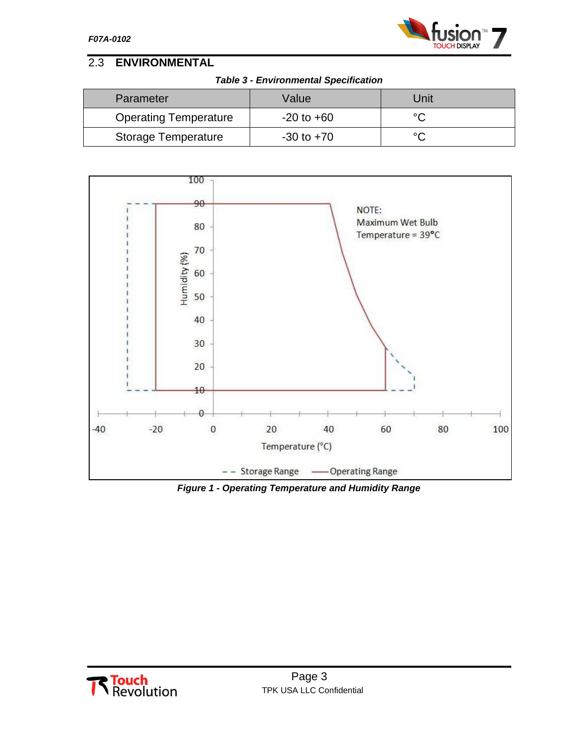## 2.3 ENVIRONMENTAL

*Table 3 - Environmental Specification*

| Parameter | Value | Unit |
|---|---|---|
| Operating Temperature | -20 to +60 | °C |
| Storage Temperature | -30 to +70 | °C |

NOTE:
Maximum Wet Bulb
Temperature = 39°C

*Figure 1 - Operating Temperature and Humidity Range*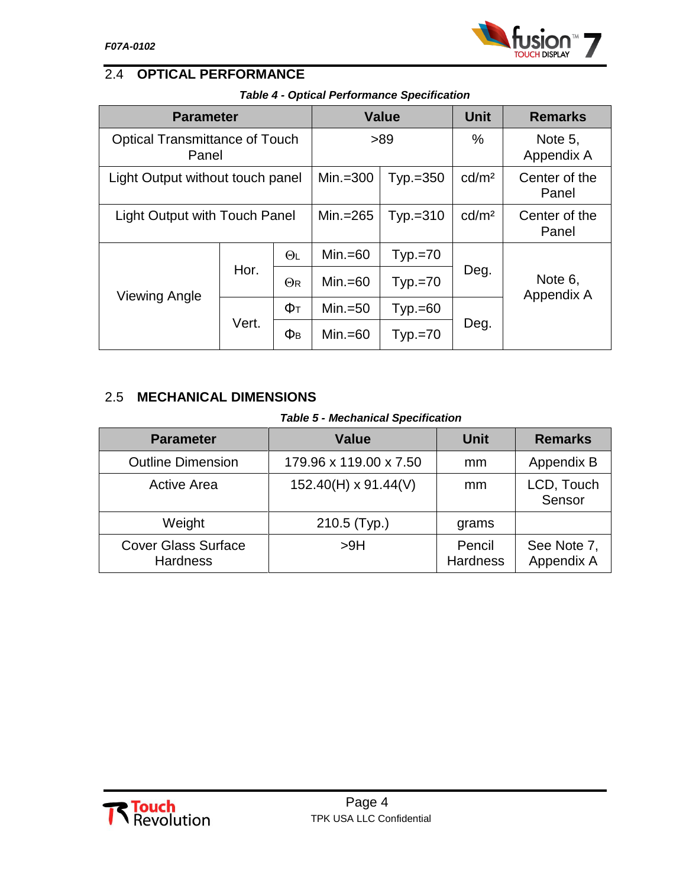## 2.4 OPTICAL PERFORMANCE

***Table 4 - Optical Performance Specification***

| Parameter | | | Value | | Unit | Remarks |
|---|---|---|---|---|---|---|
| Optical Transmittance of Touch Panel | | | >89 | | % | Note 5, Appendix A |
| Light Output without touch panel | | | Min.=300 | Typ.=350 | cd/m² | Center of the Panel |
| Light Output with Touch Panel | | | Min.=265 | Typ.=310 | cd/m² | Center of the Panel |
| Viewing Angle | Hor. | $\Theta_L$ | Min.=60 | Typ.=70 | Deg. | Note 6, Appendix A |
| | | $\Theta_R$ | Min.=60 | Typ.=70 | | |
| | Vert. | $\Phi_T$ | Min.=50 | Typ.=60 | Deg. | |
| | | $\Phi_B$ | Min.=60 | Typ.=70 | | |

## 2.5 MECHANICAL DIMENSIONS

***Table 5 - Mechanical Specification***

| Parameter | Value | Unit | Remarks |
|---|---|---|---|
| Outline Dimension | 179.96 x 119.00 x 7.50 | mm | Appendix B |
| Active Area | 152.40(H) x 91.44(V) | mm | LCD, Touch Sensor |
| Weight | 210.5 (Typ.) | grams | |
| Cover Glass Surface Hardness | >9H | Pencil Hardness | See Note 7, Appendix A |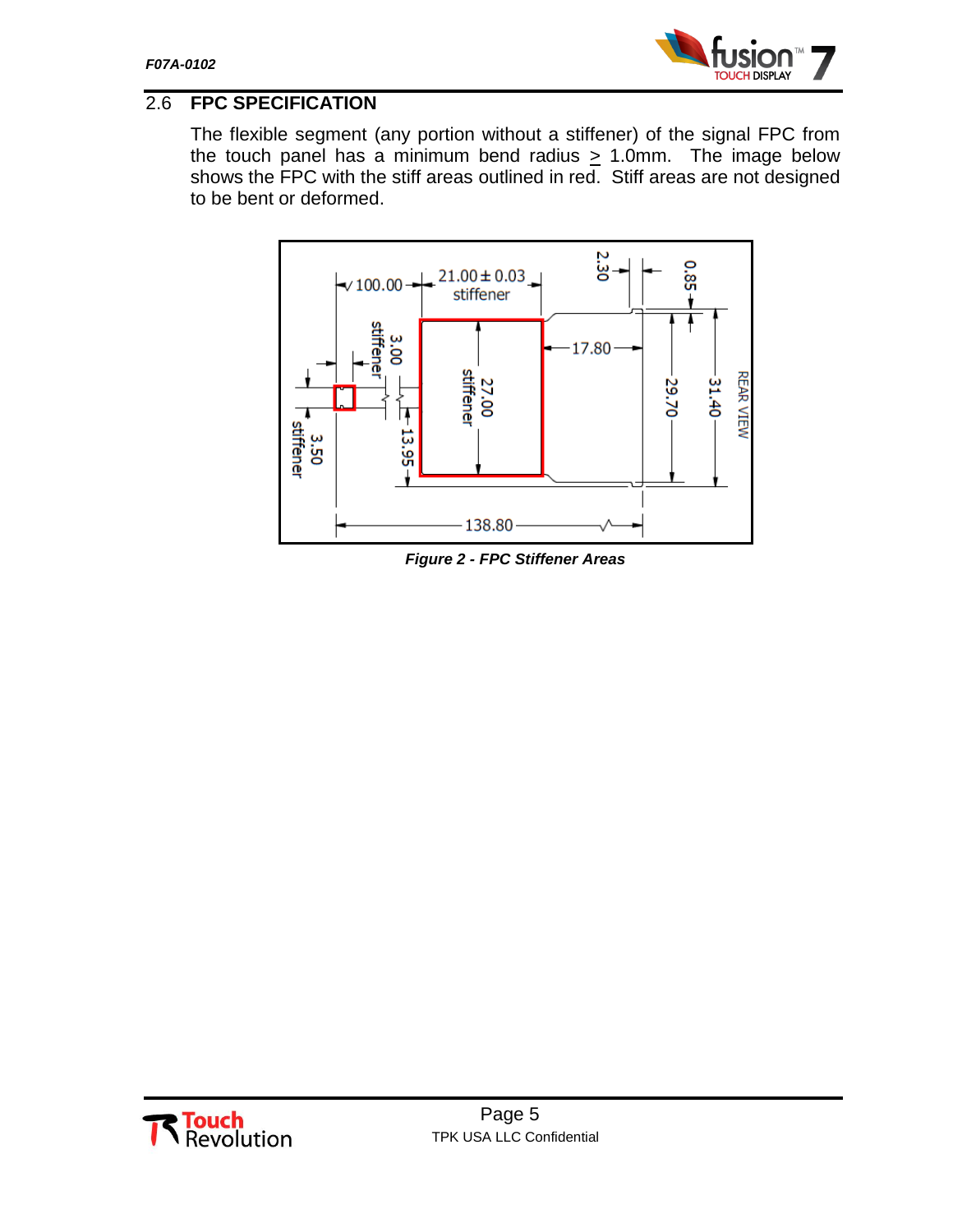## 2.6 FPC SPECIFICATION

The flexible segment (any portion without a stiffener) of the signal FPC from the touch panel has a minimum bend radius ≥ 1.0mm. The image below shows the FPC with the stiff areas outlined in red. Stiff areas are not designed to be bent or deformed.

*Figure 2 - FPC Stiffener Areas*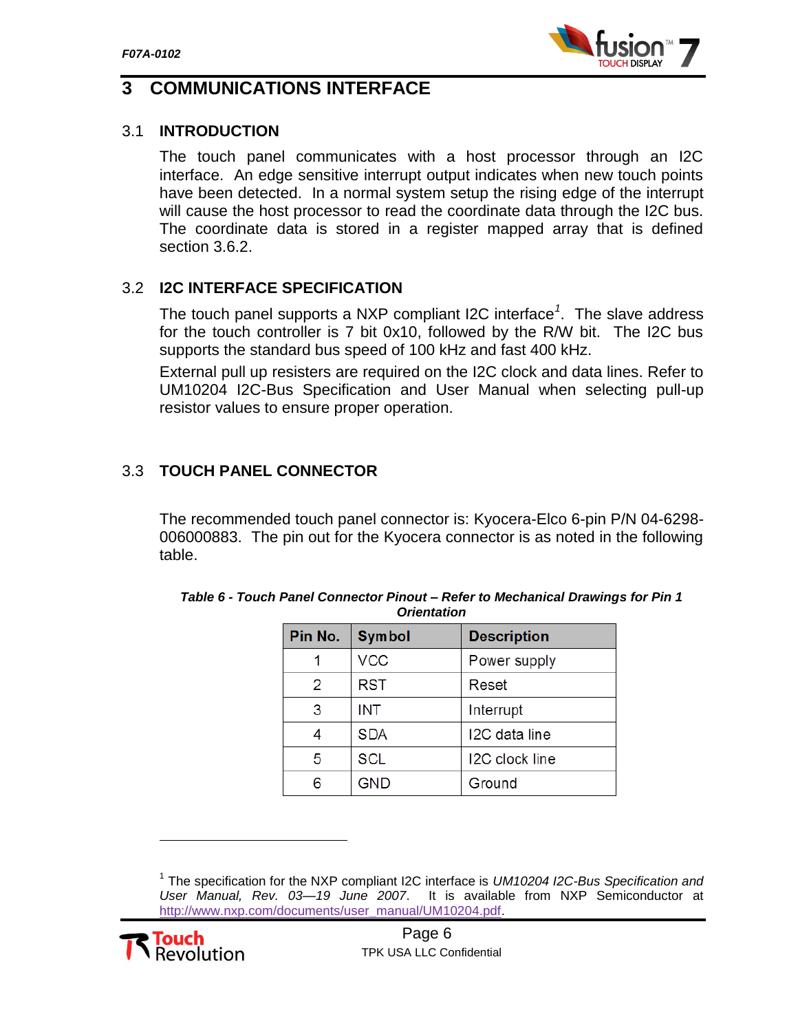# 3 COMMUNICATIONS INTERFACE

## 3.1 INTRODUCTION

The touch panel communicates with a host processor through an I2C interface. An edge sensitive interrupt output indicates when new touch points have been detected. In a normal system setup the rising edge of the interrupt will cause the host processor to read the coordinate data through the I2C bus. The coordinate data is stored in a register mapped array that is defined section 3.6.2.

## 3.2 I2C INTERFACE SPECIFICATION

The touch panel supports a NXP compliant I2C interface[1]. The slave address for the touch controller is 7 bit 0x10, followed by the R/W bit. The I2C bus supports the standard bus speed of 100 kHz and fast 400 kHz.

External pull up resisters are required on the I2C clock and data lines. Refer to UM10204 I2C-Bus Specification and User Manual when selecting pull-up resistor values to ensure proper operation.

## 3.3 TOUCH PANEL CONNECTOR

The recommended touch panel connector is: Kyocera-Elco 6-pin P/N 04-6298-006000883. The pin out for the Kyocera connector is as noted in the following table.

***Table 6 - Touch Panel Connector Pinout – Refer to Mechanical Drawings for Pin 1 Orientation***

| Pin No. | Symbol | Description |
|---|---|---|
| 1 | VCC | Power supply |
| 2 | RST | Reset |
| 3 | INT | Interrupt |
| 4 | SDA | I2C data line |
| 5 | SCL | I2C clock line |
| 6 | GND | Ground |

[1] The specification for the NXP compliant I2C interface is *UM10204 I2C-Bus Specification and User Manual, Rev. 03—19 June 2007*. It is available from NXP Semiconductor at http://www.nxp.com/documents/user_manual/UM10204.pdf.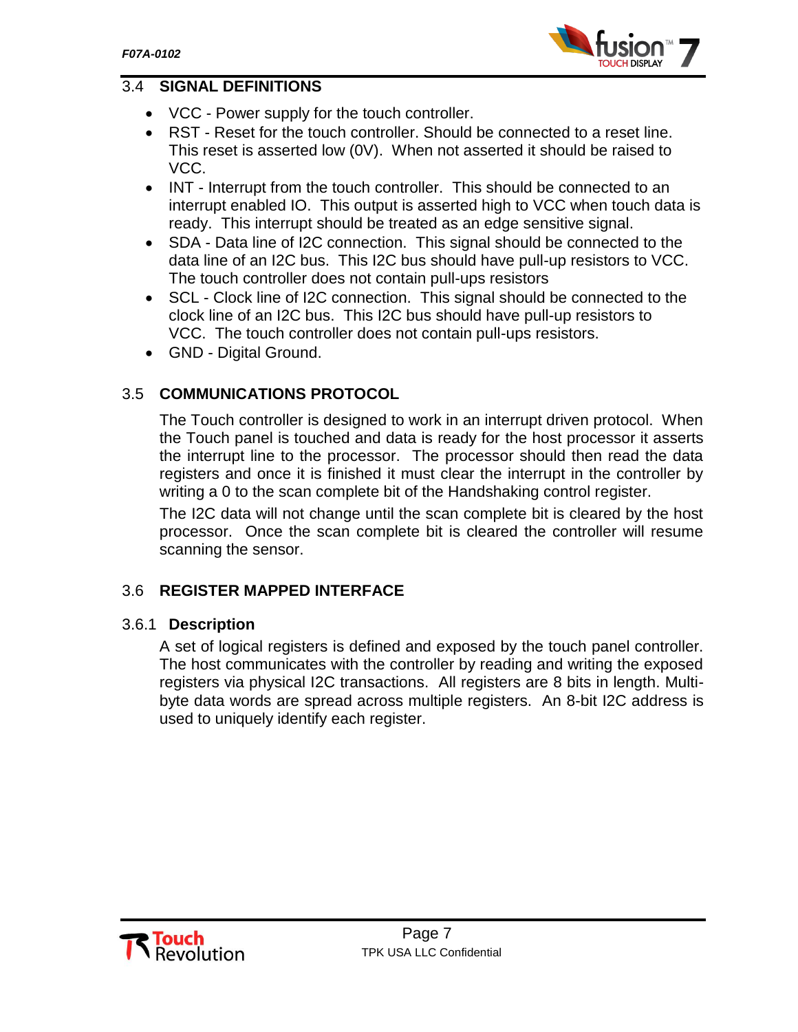## 3.4 SIGNAL DEFINITIONS

- VCC - Power supply for the touch controller.
- RST - Reset for the touch controller. Should be connected to a reset line. This reset is asserted low (0V). When not asserted it should be raised to VCC.
- INT - Interrupt from the touch controller. This should be connected to an interrupt enabled IO. This output is asserted high to VCC when touch data is ready. This interrupt should be treated as an edge sensitive signal.
- SDA - Data line of I2C connection. This signal should be connected to the data line of an I2C bus. This I2C bus should have pull-up resistors to VCC. The touch controller does not contain pull-ups resistors
- SCL - Clock line of I2C connection. This signal should be connected to the clock line of an I2C bus. This I2C bus should have pull-up resistors to VCC. The touch controller does not contain pull-ups resistors.
- GND - Digital Ground.

## 3.5 COMMUNICATIONS PROTOCOL

The Touch controller is designed to work in an interrupt driven protocol. When the Touch panel is touched and data is ready for the host processor it asserts the interrupt line to the processor. The processor should then read the data registers and once it is finished it must clear the interrupt in the controller by writing a 0 to the scan complete bit of the Handshaking control register.

The I2C data will not change until the scan complete bit is cleared by the host processor. Once the scan complete bit is cleared the controller will resume scanning the sensor.

## 3.6 REGISTER MAPPED INTERFACE

### 3.6.1 Description

A set of logical registers is defined and exposed by the touch panel controller. The host communicates with the controller by reading and writing the exposed registers via physical I2C transactions. All registers are 8 bits in length. Multi-byte data words are spread across multiple registers. An 8-bit I2C address is used to uniquely identify each register.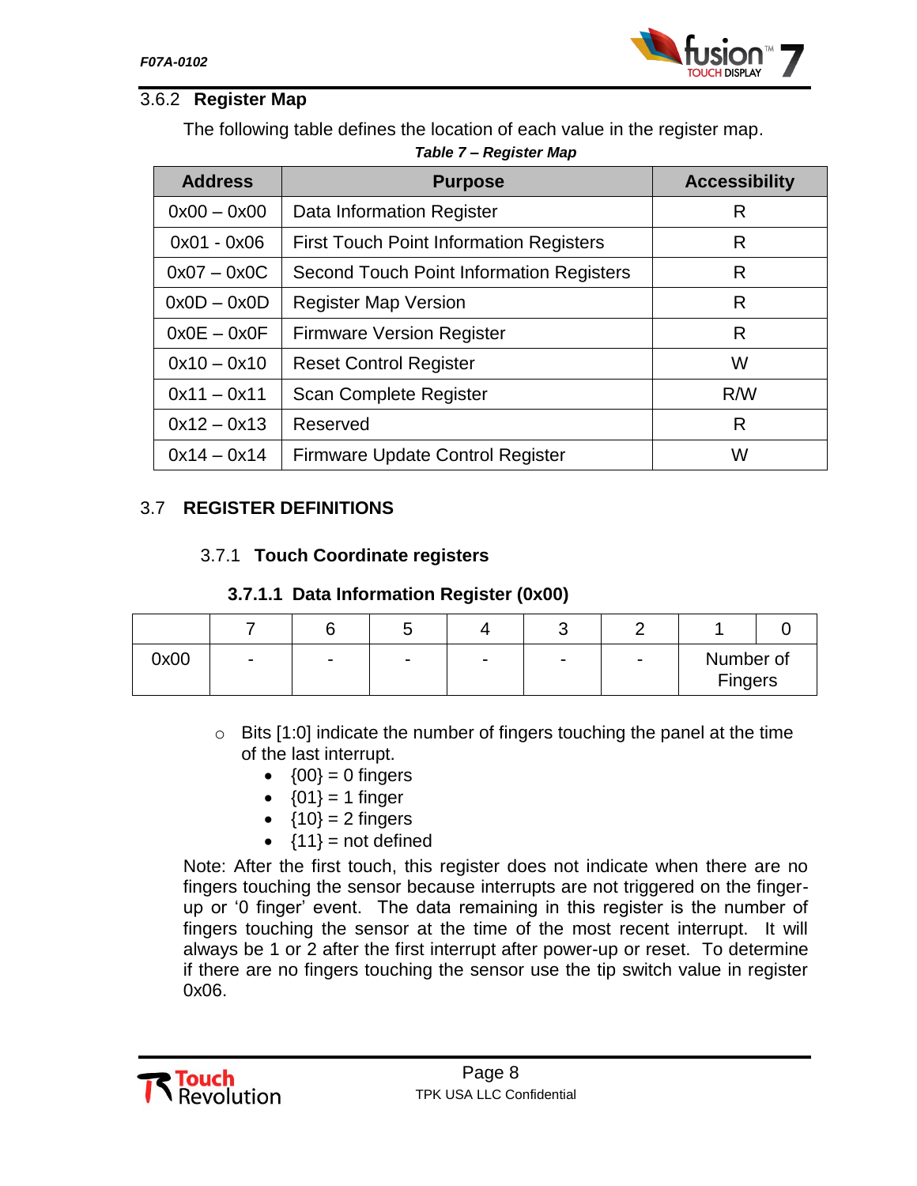### 3.6.2 Register Map

The following table defines the location of each value in the register map.

*Table 7 – Register Map*

| Address | Purpose | Accessibility |
|---|---|---|
| 0x00 – 0x00 | Data Information Register | R |
| 0x01 - 0x06 | First Touch Point Information Registers | R |
| 0x07 – 0x0C | Second Touch Point Information Registers | R |
| 0x0D – 0x0D | Register Map Version | R |
| 0x0E – 0x0F | Firmware Version Register | R |
| 0x10 – 0x10 | Reset Control Register | W |
| 0x11 – 0x11 | Scan Complete Register | R/W |
| 0x12 – 0x13 | Reserved | R |
| 0x14 – 0x14 | Firmware Update Control Register | W |

## 3.7 REGISTER DEFINITIONS

### 3.7.1 Touch Coordinate registers

#### 3.7.1.1 Data Information Register (0x00)

| | 7 | 6 | 5 | 4 | 3 | 2 | 1 | 0 |
|---|---|---|---|---|---|---|---|---|
| 0x00 | - | - | - | - | - | - | Number of Fingers | |

- Bits [1:0] indicate the number of fingers touching the panel at the time of the last interrupt.
  - {00} = 0 fingers
  - {01} = 1 finger
  - {10} = 2 fingers
  - {11} = not defined

Note: After the first touch, this register does not indicate when there are no fingers touching the sensor because interrupts are not triggered on the finger-up or '0 finger' event. The data remaining in this register is the number of fingers touching the sensor at the time of the most recent interrupt. It will always be 1 or 2 after the first interrupt after power-up or reset. To determine if there are no fingers touching the sensor use the tip switch value in register 0x06.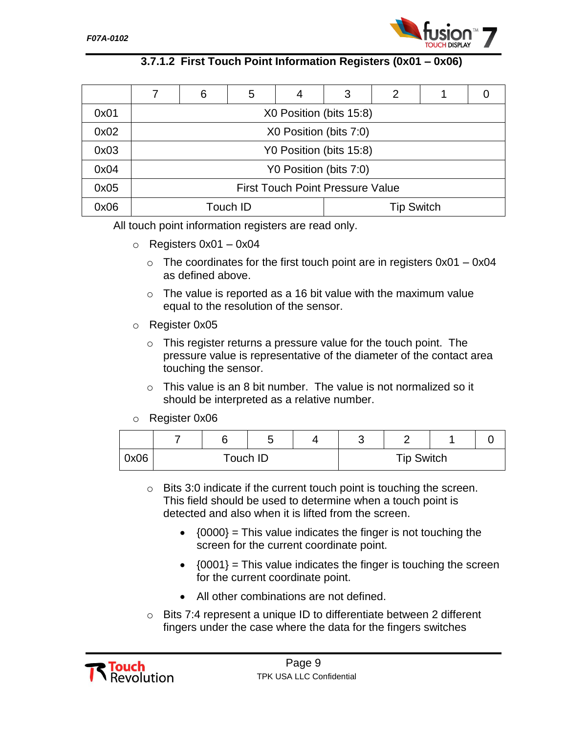### 3.7.1.2 First Touch Point Information Registers (0x01 – 0x06)

| | 7 | 6 | 5 | 4 | 3 | 2 | 1 | 0 |
|---|---|---|---|---|---|---|---|---|
| 0x01 | X0 Position (bits 15:8) | | | | | | | |
| 0x02 | X0 Position (bits 7:0) | | | | | | | |
| 0x03 | Y0 Position (bits 15:8) | | | | | | | |
| 0x04 | Y0 Position (bits 7:0) | | | | | | | |
| 0x05 | First Touch Point Pressure Value | | | | | | | |
| 0x06 | Touch ID | | | | Tip Switch | | | |

All touch point information registers are read only.

- Registers 0x01 – 0x04
  - The coordinates for the first touch point are in registers 0x01 – 0x04 as defined above.
  - The value is reported as a 16 bit value with the maximum value equal to the resolution of the sensor.
- Register 0x05
  - This register returns a pressure value for the touch point. The pressure value is representative of the diameter of the contact area touching the sensor.
  - This value is an 8 bit number. The value is not normalized so it should be interpreted as a relative number.
- Register 0x06

| | 7 | 6 | 5 | 4 | 3 | 2 | 1 | 0 |
|---|---|---|---|---|---|---|---|---|
| 0x06 | Touch ID | | | | Tip Switch | | | |

  - Bits 3:0 indicate if the current touch point is touching the screen. This field should be used to determine when a touch point is detected and also when it is lifted from the screen.
    - {0000} = This value indicates the finger is not touching the screen for the current coordinate point.
    - {0001} = This value indicates the finger is touching the screen for the current coordinate point.
    - All other combinations are not defined.
  - Bits 7:4 represent a unique ID to differentiate between 2 different fingers under the case where the data for the fingers switches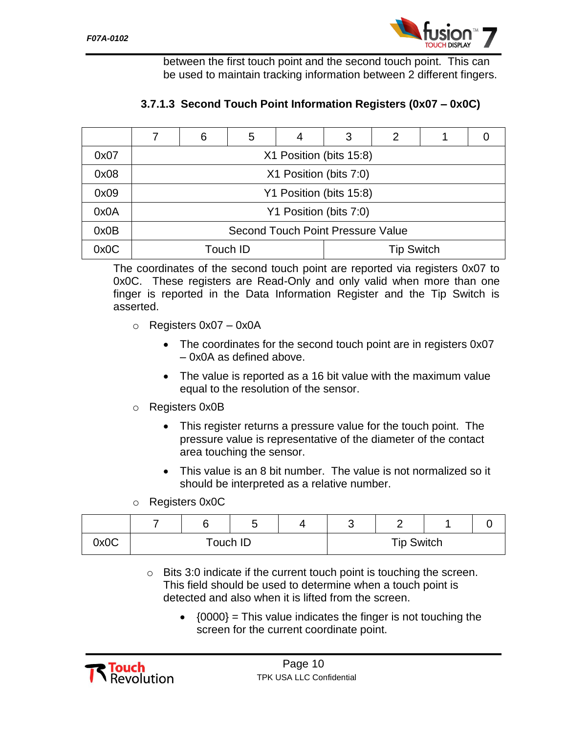between the first touch point and the second touch point. This can be used to maintain tracking information between 2 different fingers.

#### 3.7.1.3 Second Touch Point Information Registers (0x07 – 0x0C)

| | 7 | 6 | 5 | 4 | 3 | 2 | 1 | 0 |
|---|---|---|---|---|---|---|---|---|
| 0x07 | X1 Position (bits 15:8) | | | | | | | |
| 0x08 | X1 Position (bits 7:0) | | | | | | | |
| 0x09 | Y1 Position (bits 15:8) | | | | | | | |
| 0x0A | Y1 Position (bits 7:0) | | | | | | | |
| 0x0B | Second Touch Point Pressure Value | | | | | | | |
| 0x0C | Touch ID | | | | Tip Switch | | | |

The coordinates of the second touch point are reported via registers 0x07 to 0x0C. These registers are Read-Only and only valid when more than one finger is reported in the Data Information Register and the Tip Switch is asserted.

- Registers 0x07 – 0x0A
  - The coordinates for the second touch point are in registers 0x07 – 0x0A as defined above.
  - The value is reported as a 16 bit value with the maximum value equal to the resolution of the sensor.
- Registers 0x0B
  - This register returns a pressure value for the touch point. The pressure value is representative of the diameter of the contact area touching the sensor.
  - This value is an 8 bit number. The value is not normalized so it should be interpreted as a relative number.
- Registers 0x0C

| | 7 | 6 | 5 | 4 | 3 | 2 | 1 | 0 |
|---|---|---|---|---|---|---|---|---|
| 0x0C | Touch ID | | | | Tip Switch | | | |

- Bits 3:0 indicate if the current touch point is touching the screen. This field should be used to determine when a touch point is detected and also when it is lifted from the screen.
  - {0000} = This value indicates the finger is not touching the screen for the current coordinate point.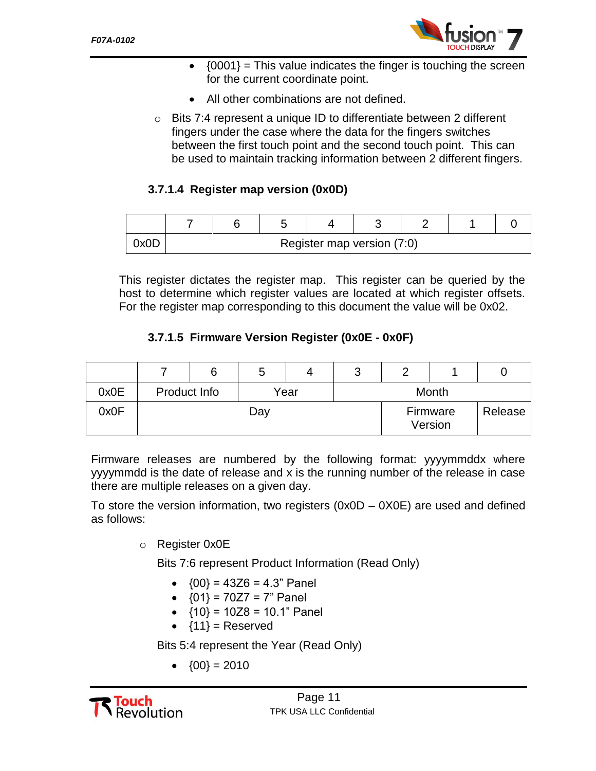- {0001} = This value indicates the finger is touching the screen for the current coordinate point.
- All other combinations are not defined.

- Bits 7:4 represent a unique ID to differentiate between 2 different fingers under the case where the data for the fingers switches between the first touch point and the second touch point. This can be used to maintain tracking information between 2 different fingers.

#### 3.7.1.4 Register map version (0x0D)

| | 7 | 6 | 5 | 4 | 3 | 2 | 1 | 0 |
|---|---|---|---|---|---|---|---|---|
| 0x0D | Register map version (7:0) | | | | | | | |

This register dictates the register map. This register can be queried by the host to determine which register values are located at which register offsets. For the register map corresponding to this document the value will be 0x02.

#### 3.7.1.5 Firmware Version Register (0x0E - 0x0F)

| | 7 | 6 | 5 | 4 | 3 | 2 | 1 | 0 |
|---|---|---|---|---|---|---|---|---|
| 0x0E | Product Info | | Year | | Month | | | |
| 0x0F | Day | | | | | Firmware Version | | Release |

Firmware releases are numbered by the following format: yyyymmddx where yyyymmdd is the date of release and x is the running number of the release in case there are multiple releases on a given day.

To store the version information, two registers (0x0D – 0X0E) are used and defined as follows:

- Register 0x0E

  Bits 7:6 represent Product Information (Read Only)

  - {00} = 43Z6 = 4.3" Panel
  - {01} = 70Z7 = 7" Panel
  - {10} = 10Z8 = 10.1" Panel
  - {11} = Reserved

  Bits 5:4 represent the Year (Read Only)

  - {00} = 2010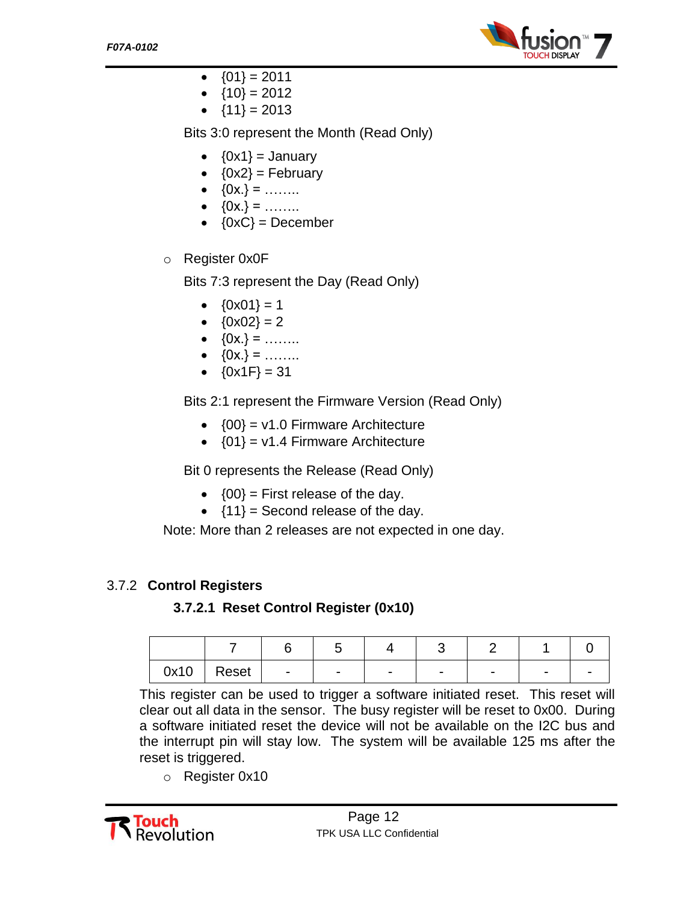- {01} = 2011
- {10} = 2012
- {11} = 2013

Bits 3:0 represent the Month (Read Only)

- {0x1} = January
- {0x2} = February
- {0x.} = ……..
- {0x.} = ……..
- {0xC} = December

- Register 0x0F

  Bits 7:3 represent the Day (Read Only)

  - {0x01} = 1
  - {0x02} = 2
  - {0x.} = ……..
  - {0x.} = ……..
  - {0x1F} = 31

  Bits 2:1 represent the Firmware Version (Read Only)

  - {00} = v1.0 Firmware Architecture
  - {01} = v1.4 Firmware Architecture

  Bit 0 represents the Release (Read Only)

  - {00} = First release of the day.
  - {11} = Second release of the day.

Note: More than 2 releases are not expected in one day.

### 3.7.2 Control Registers

#### 3.7.2.1 Reset Control Register (0x10)

| | 7 | 6 | 5 | 4 | 3 | 2 | 1 | 0 |
|---|---|---|---|---|---|---|---|---|
| 0x10 | Reset | - | - | - | - | - | - | - |

This register can be used to trigger a software initiated reset. This reset will clear out all data in the sensor. The busy register will be reset to 0x00. During a software initiated reset the device will not be available on the I2C bus and the interrupt pin will stay low. The system will be available 125 ms after the reset is triggered.

- Register 0x10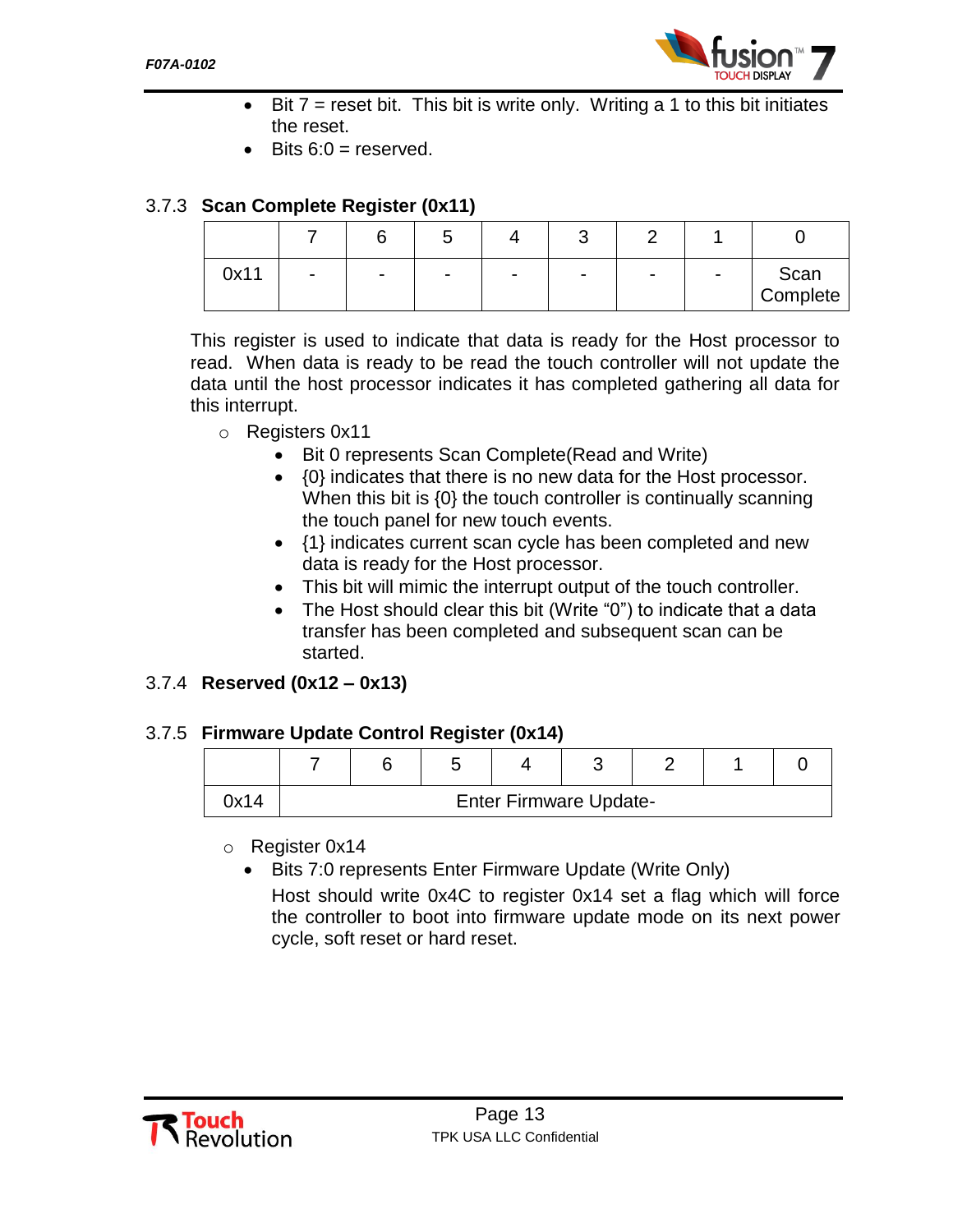- Bit 7 = reset bit. This bit is write only. Writing a 1 to this bit initiates the reset.
- Bits 6:0 = reserved.

### 3.7.3 Scan Complete Register (0x11)

| | 7 | 6 | 5 | 4 | 3 | 2 | 1 | 0 |
|---|---|---|---|---|---|---|---|---|
| 0x11 | - | - | - | - | - | - | - | Scan Complete |

This register is used to indicate that data is ready for the Host processor to read. When data is ready to be read the touch controller will not update the data until the host processor indicates it has completed gathering all data for this interrupt.

- Registers 0x11
  - Bit 0 represents Scan Complete(Read and Write)
  - {0} indicates that there is no new data for the Host processor. When this bit is {0} the touch controller is continually scanning the touch panel for new touch events.
  - {1} indicates current scan cycle has been completed and new data is ready for the Host processor.
  - This bit will mimic the interrupt output of the touch controller.
  - The Host should clear this bit (Write “0”) to indicate that a data transfer has been completed and subsequent scan can be started.

### 3.7.4 Reserved (0x12 – 0x13)

### 3.7.5 Firmware Update Control Register (0x14)

| | 7 | 6 | 5 | 4 | 3 | 2 | 1 | 0 |
|---|---|---|---|---|---|---|---|---|
| 0x14 | Enter Firmware Update- | | | | | | | |

- Register 0x14
  - Bits 7:0 represents Enter Firmware Update (Write Only)

    Host should write 0x4C to register 0x14 set a flag which will force the controller to boot into firmware update mode on its next power cycle, soft reset or hard reset.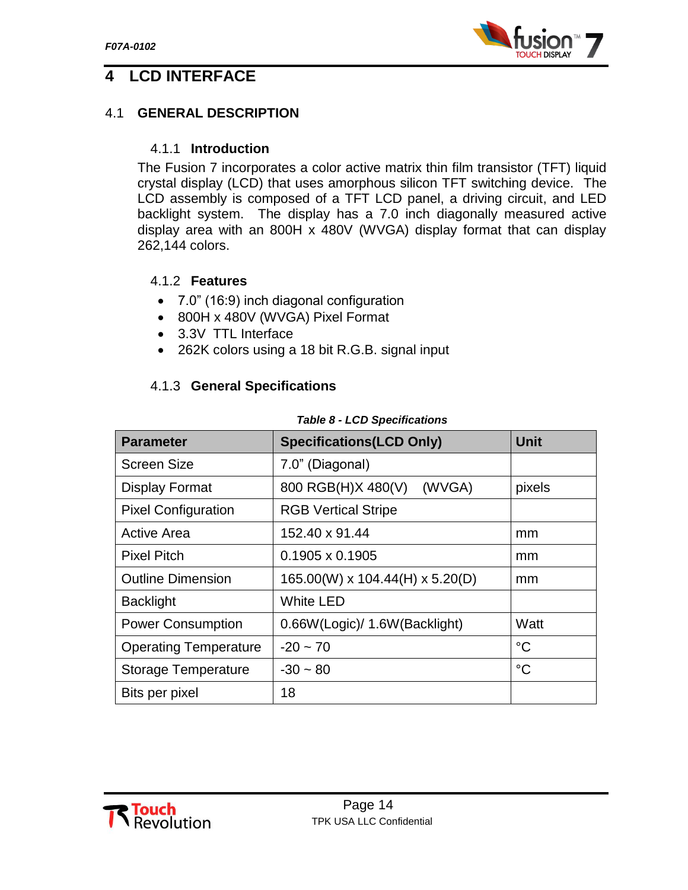# 4 LCD INTERFACE

## 4.1 GENERAL DESCRIPTION

### 4.1.1 Introduction

The Fusion 7 incorporates a color active matrix thin film transistor (TFT) liquid crystal display (LCD) that uses amorphous silicon TFT switching device. The LCD assembly is composed of a TFT LCD panel, a driving circuit, and LED backlight system. The display has a 7.0 inch diagonally measured active display area with an 800H x 480V (WVGA) display format that can display 262,144 colors.

### 4.1.2 Features

- 7.0” (16:9) inch diagonal configuration
- 800H x 480V (WVGA) Pixel Format
- 3.3V TTL Interface
- 262K colors using a 18 bit R.G.B. signal input

### 4.1.3 General Specifications

***Table 8 - LCD Specifications***

| Parameter | Specifications(LCD Only) | Unit |
|---|---|---|
| Screen Size | 7.0” (Diagonal) | |
| Display Format | 800 RGB(H)X 480(V) (WVGA) | pixels |
| Pixel Configuration | RGB Vertical Stripe | |
| Active Area | 152.40 x 91.44 | mm |
| Pixel Pitch | 0.1905 x 0.1905 | mm |
| Outline Dimension | 165.00(W) x 104.44(H) x 5.20(D) | mm |
| Backlight | White LED | |
| Power Consumption | 0.66W(Logic)/ 1.6W(Backlight) | Watt |
| Operating Temperature | -20 ~ 70 | °C |
| Storage Temperature | -30 ~ 80 | °C |
| Bits per pixel | 18 | |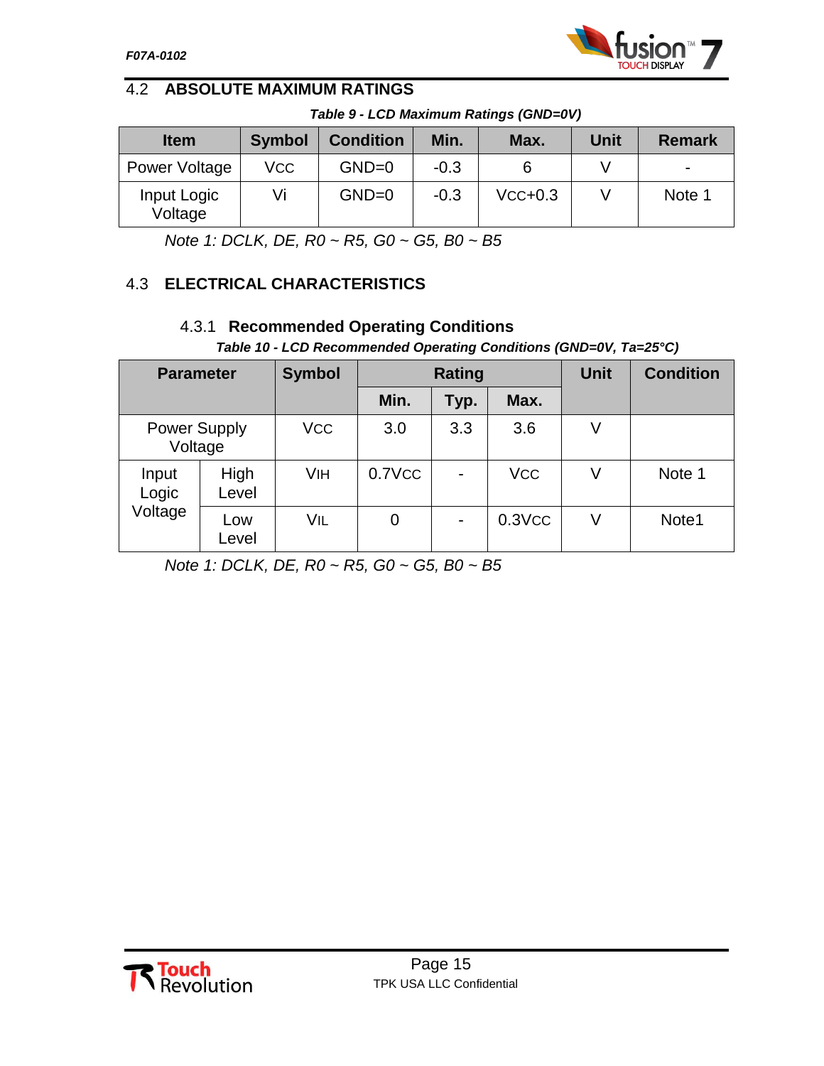## 4.2 ABSOLUTE MAXIMUM RATINGS

***Table 9 - LCD Maximum Ratings (GND=0V)***

| Item | Symbol | Condition | Min. | Max. | Unit | Remark |
|---|---|---|---|---|---|---|
| Power Voltage | $V_{CC}$ | GND=0 | -0.3 | 6 | V | - |
| Input Logic Voltage | Vi | GND=0 | -0.3 | $V_{CC}$+0.3 | V | Note 1 |

*Note 1: DCLK, DE, R0 ~ R5, G0 ~ G5, B0 ~ B5*

## 4.3 ELECTRICAL CHARACTERISTICS

### 4.3.1 Recommended Operating Conditions

***Table 10 - LCD Recommended Operating Conditions (GND=0V, Ta=25°C)***

| Parameter | | Symbol | Rating | | | Unit | Condition |
|---|---|---|---|---|---|---|---|
| | | | Min. | Typ. | Max. | | |
| Power Supply Voltage | | $V_{CC}$ | 3.0 | 3.3 | 3.6 | V | |
| Input Logic Voltage | High Level | $V_{IH}$ | 0.7$V_{CC}$ | - | $V_{CC}$ | V | Note 1 |
| | Low Level | $V_{IL}$ | 0 | - | 0.3$V_{CC}$ | V | Note1 |

*Note 1: DCLK, DE, R0 ~ R5, G0 ~ G5, B0 ~ B5*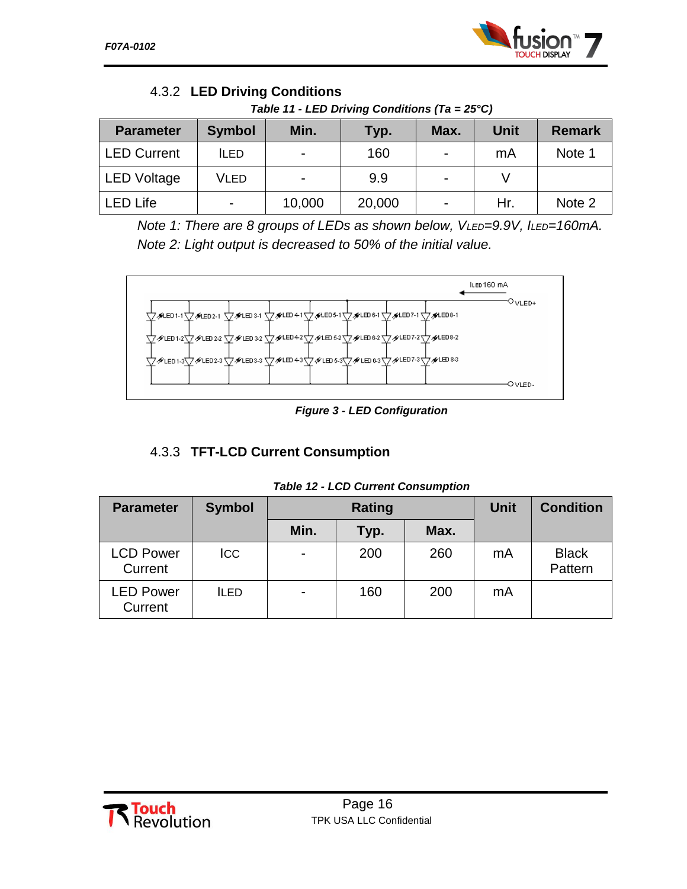### 4.3.2 LED Driving Conditions

*Table 11 - LED Driving Conditions (Ta = 25°C)*

| Parameter | Symbol | Min. | Typ. | Max. | Unit | Remark |
|---|---|---|---|---|---|---|
| LED Current | $I_{LED}$ | - | 160 | - | mA | Note 1 |
| LED Voltage | $V_{LED}$ | - | 9.9 | - | V | |
| LED Life | - | 10,000 | 20,000 | - | Hr. | Note 2 |

*Note 1: There are 8 groups of LEDs as shown below, $V_{LED}$=9.9V, $I_{LED}$=160mA.*
*Note 2: Light output is decreased to 50% of the initial value.*

*Figure 3 - LED Configuration*

### 4.3.3 TFT-LCD Current Consumption

*Table 12 - LCD Current Consumption*

| Parameter | Symbol | Rating | | | Unit | Condition |
|---|---|---|---|---|---|---|
| | | Min. | Typ. | Max. | | |
| LCD Power Current | $I_{CC}$ | - | 200 | 260 | mA | Black Pattern |
| LED Power Current | $I_{LED}$ | - | 160 | 200 | mA | |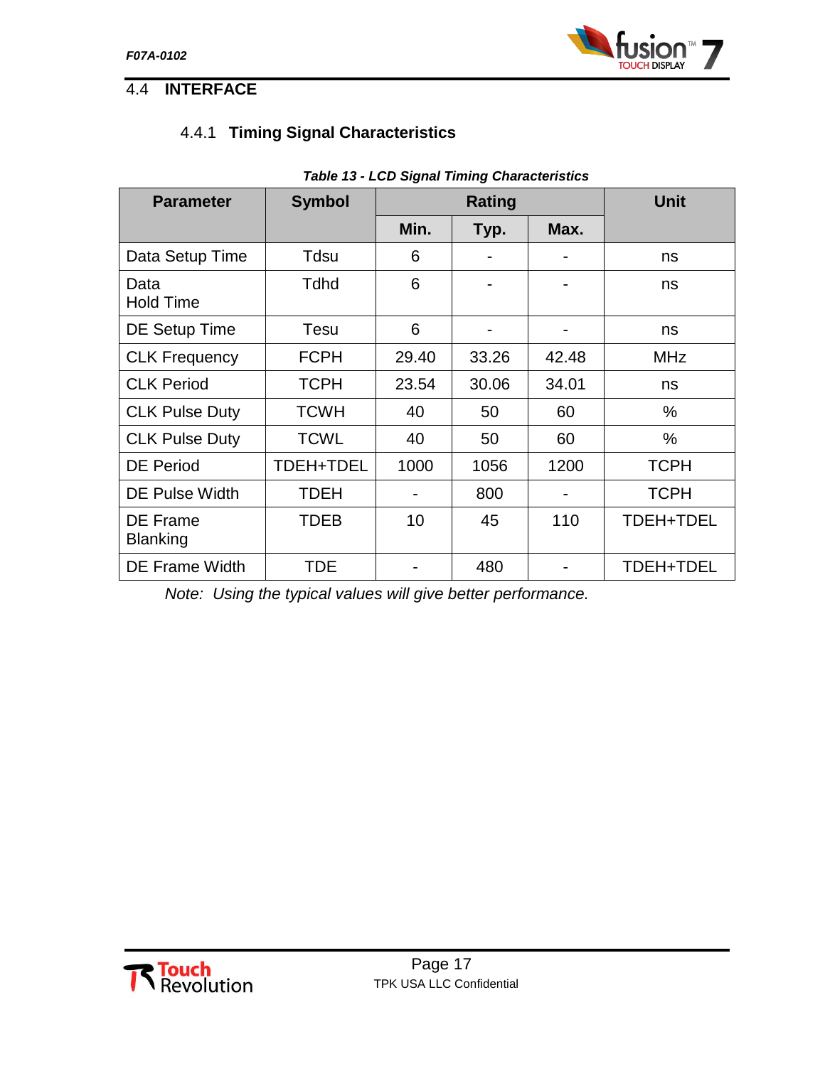## 4.4 INTERFACE

### 4.4.1 Timing Signal Characteristics

***Table 13 - LCD Signal Timing Characteristics***

| Parameter | Symbol | Rating | | | Unit |
|---|---|---|---|---|---|
| | | Min. | Typ. | Max. | |
| Data Setup Time | Tdsu | 6 | - | - | ns |
| Data Hold Time | Tdhd | 6 | - | - | ns |
| DE Setup Time | Tesu | 6 | - | - | ns |
| CLK Frequency | FCPH | 29.40 | 33.26 | 42.48 | MHz |
| CLK Period | TCPH | 23.54 | 30.06 | 34.01 | ns |
| CLK Pulse Duty | TCWH | 40 | 50 | 60 | % |
| CLK Pulse Duty | TCWL | 40 | 50 | 60 | % |
| DE Period | TDEH+TDEL | 1000 | 1056 | 1200 | TCPH |
| DE Pulse Width | TDEH | - | 800 | - | TCPH |
| DE Frame Blanking | TDEB | 10 | 45 | 110 | TDEH+TDEL |
| DE Frame Width | TDE | - | 480 | - | TDEH+TDEL |

*Note: Using the typical values will give better performance.*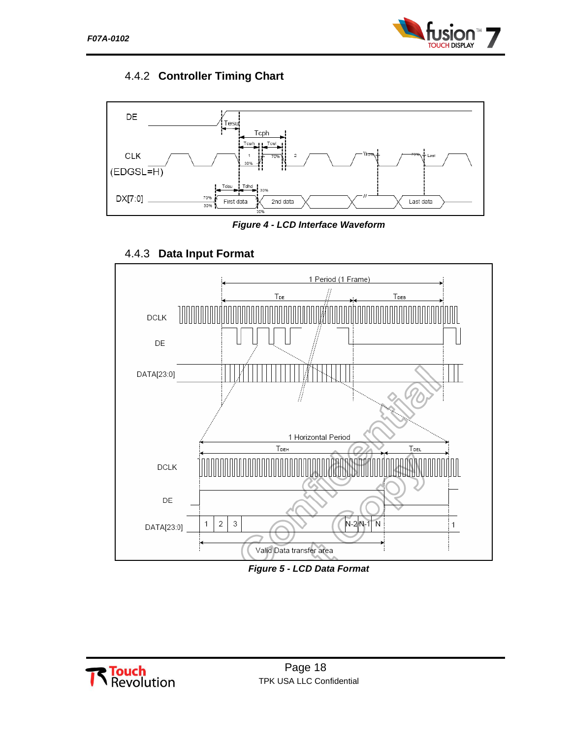### 4.4.2 Controller Timing Chart

*Figure 4 - LCD Interface Waveform*

### 4.4.3 Data Input Format

*Figure 5 - LCD Data Format*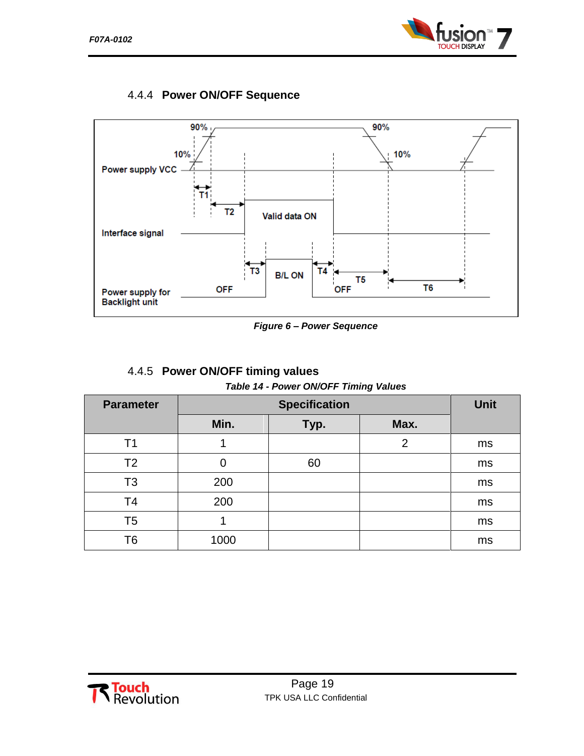### 4.4.4 Power ON/OFF Sequence

*Figure 6 – Power Sequence*

### 4.4.5 Power ON/OFF timing values

*Table 14 - Power ON/OFF Timing Values*

| Parameter | Specification | | | Unit |
|---|---|---|---|---|
| | Min. | Typ. | Max. | |
| T1 | 1 | | 2 | ms |
| T2 | 0 | 60 | | ms |
| T3 | 200 | | | ms |
| T4 | 200 | | | ms |
| T5 | 1 | | | ms |
| T6 | 1000 | | | ms |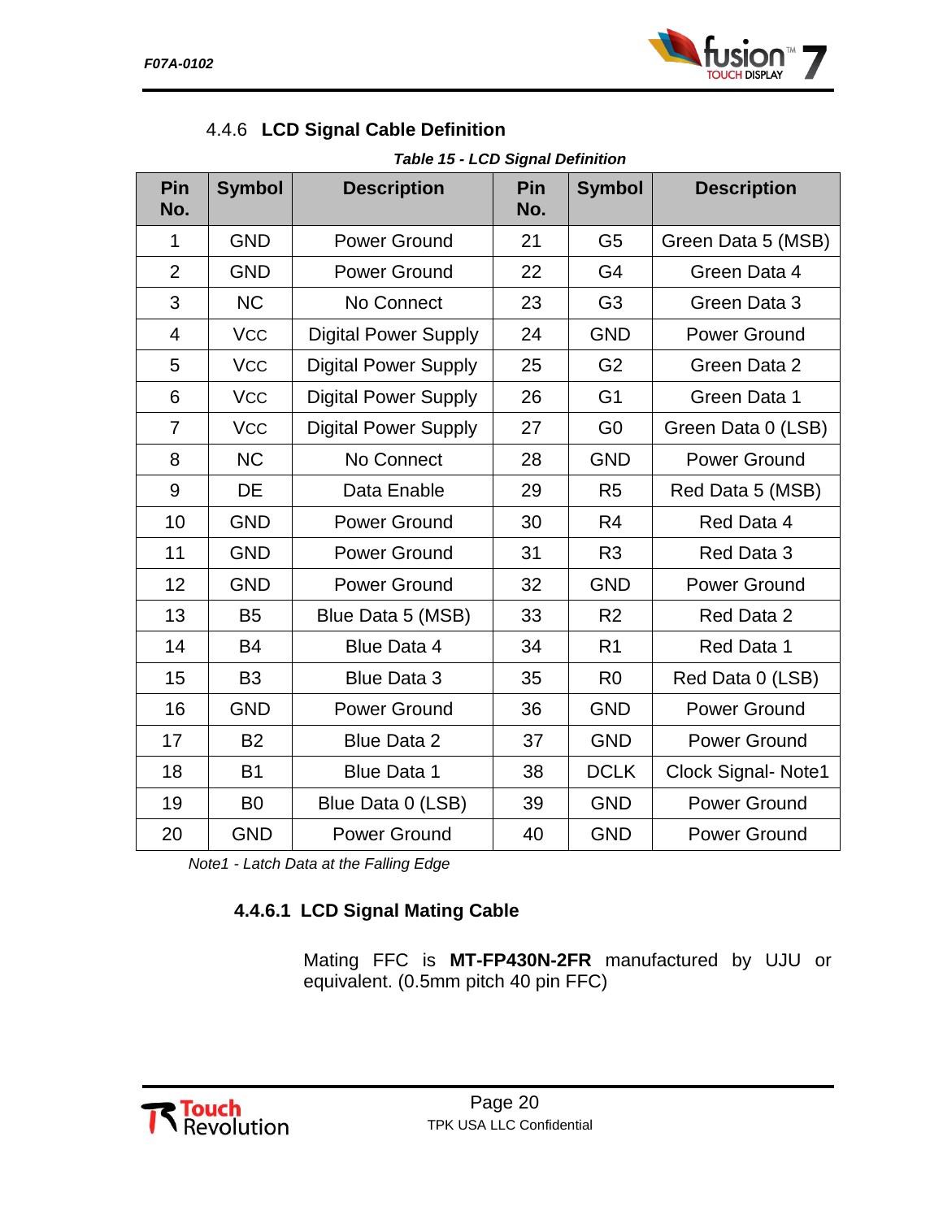### 4.4.6 LCD Signal Cable Definition

*Table 15 - LCD Signal Definition*

| Pin No. | Symbol | Description | Pin No. | Symbol | Description |
|---|---|---|---|---|---|
| 1 | GND | Power Ground | 21 | G5 | Green Data 5 (MSB) |
| 2 | GND | Power Ground | 22 | G4 | Green Data 4 |
| 3 | NC | No Connect | 23 | G3 | Green Data 3 |
| 4 | VCC | Digital Power Supply | 24 | GND | Power Ground |
| 5 | VCC | Digital Power Supply | 25 | G2 | Green Data 2 |
| 6 | VCC | Digital Power Supply | 26 | G1 | Green Data 1 |
| 7 | VCC | Digital Power Supply | 27 | G0 | Green Data 0 (LSB) |
| 8 | NC | No Connect | 28 | GND | Power Ground |
| 9 | DE | Data Enable | 29 | R5 | Red Data 5 (MSB) |
| 10 | GND | Power Ground | 30 | R4 | Red Data 4 |
| 11 | GND | Power Ground | 31 | R3 | Red Data 3 |
| 12 | GND | Power Ground | 32 | GND | Power Ground |
| 13 | B5 | Blue Data 5 (MSB) | 33 | R2 | Red Data 2 |
| 14 | B4 | Blue Data 4 | 34 | R1 | Red Data 1 |
| 15 | B3 | Blue Data 3 | 35 | R0 | Red Data 0 (LSB) |
| 16 | GND | Power Ground | 36 | GND | Power Ground |
| 17 | B2 | Blue Data 2 | 37 | GND | Power Ground |
| 18 | B1 | Blue Data 1 | 38 | DCLK | Clock Signal- Note1 |
| 19 | B0 | Blue Data 0 (LSB) | 39 | GND | Power Ground |
| 20 | GND | Power Ground | 40 | GND | Power Ground |

*Note1 - Latch Data at the Falling Edge*

#### 4.4.6.1 LCD Signal Mating Cable

Mating FFC is **MT-FP430N-2FR** manufactured by UJU or equivalent. (0.5mm pitch 40 pin FFC)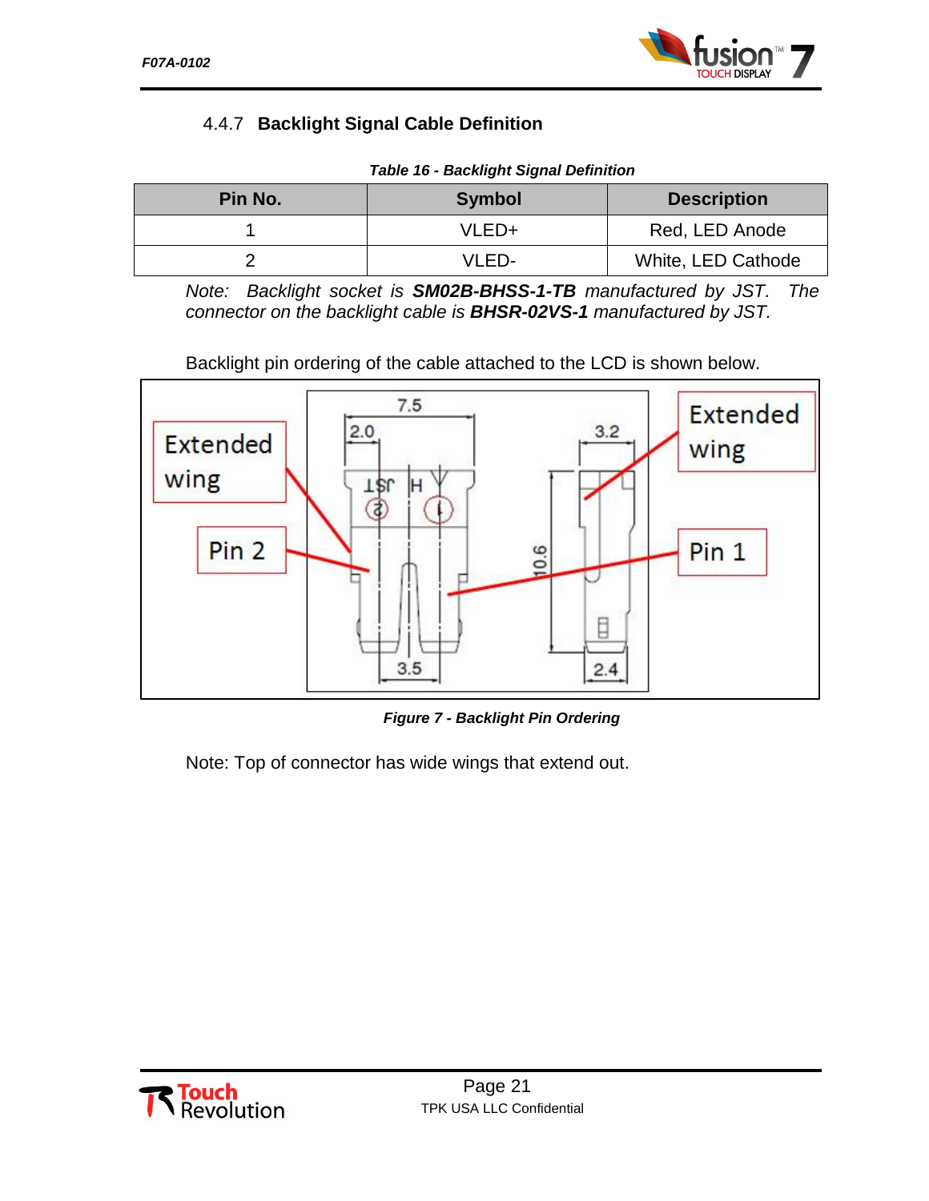### 4.4.7 Backlight Signal Cable Definition

*Table 16 - Backlight Signal Definition*

| Pin No. | Symbol | Description |
|---|---|---|
| 1 | VLED+ | Red, LED Anode |
| 2 | VLED- | White, LED Cathode |

*Note: Backlight socket is **SM02B-BHSS-1-TB** manufactured by JST. The connector on the backlight cable is **BHSR-02VS-1** manufactured by JST.*

Backlight pin ordering of the cable attached to the LCD is shown below.

*Figure 7 - Backlight Pin Ordering*

Note: Top of connector has wide wings that extend out.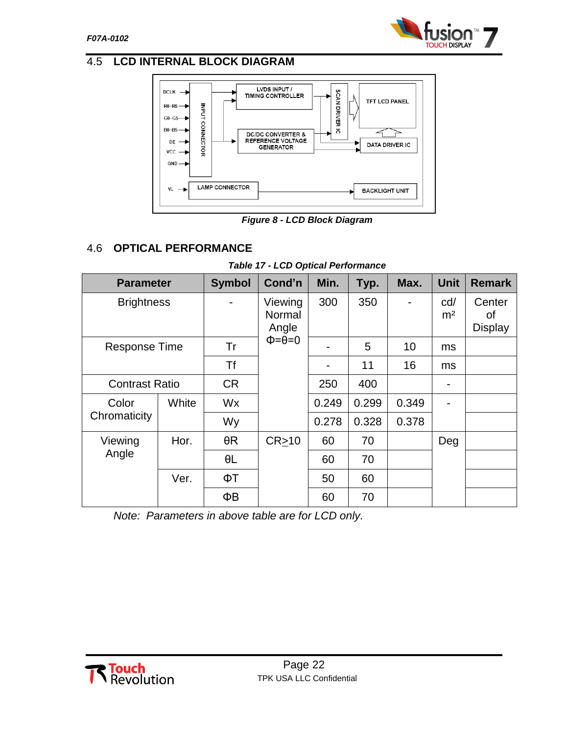## 4.5 LCD INTERNAL BLOCK DIAGRAM

*Figure 8 - LCD Block Diagram*

## 4.6 OPTICAL PERFORMANCE

*Table 17 - LCD Optical Performance*

| Parameter | | Symbol | Cond'n | Min. | Typ. | Max. | Unit | Remark |
|---|---|---|---|---|---|---|---|---|
| Brightness | | - | Viewing Normal Angle Φ=θ=0 | 300 | 350 | - | cd/ m² | Center of Display |
| Response Time | | Tr | | - | 5 | 10 | ms | |
| | | Tf | | - | 11 | 16 | ms | |
| Contrast Ratio | | CR | | 250 | 400 | | - | |
| Color Chromaticity | White | Wx | | 0.249 | 0.299 | 0.349 | - | |
| | | Wy | | 0.278 | 0.328 | 0.378 | | |
| Viewing Angle | Hor. | θR | CR≥10 | 60 | 70 | | Deg | |
| | | θL | | 60 | 70 | | | |
| | Ver. | ΦT | | 50 | 60 | | | |
| | | ΦB | | 60 | 70 | | | |

*Note: Parameters in above table are for LCD only.*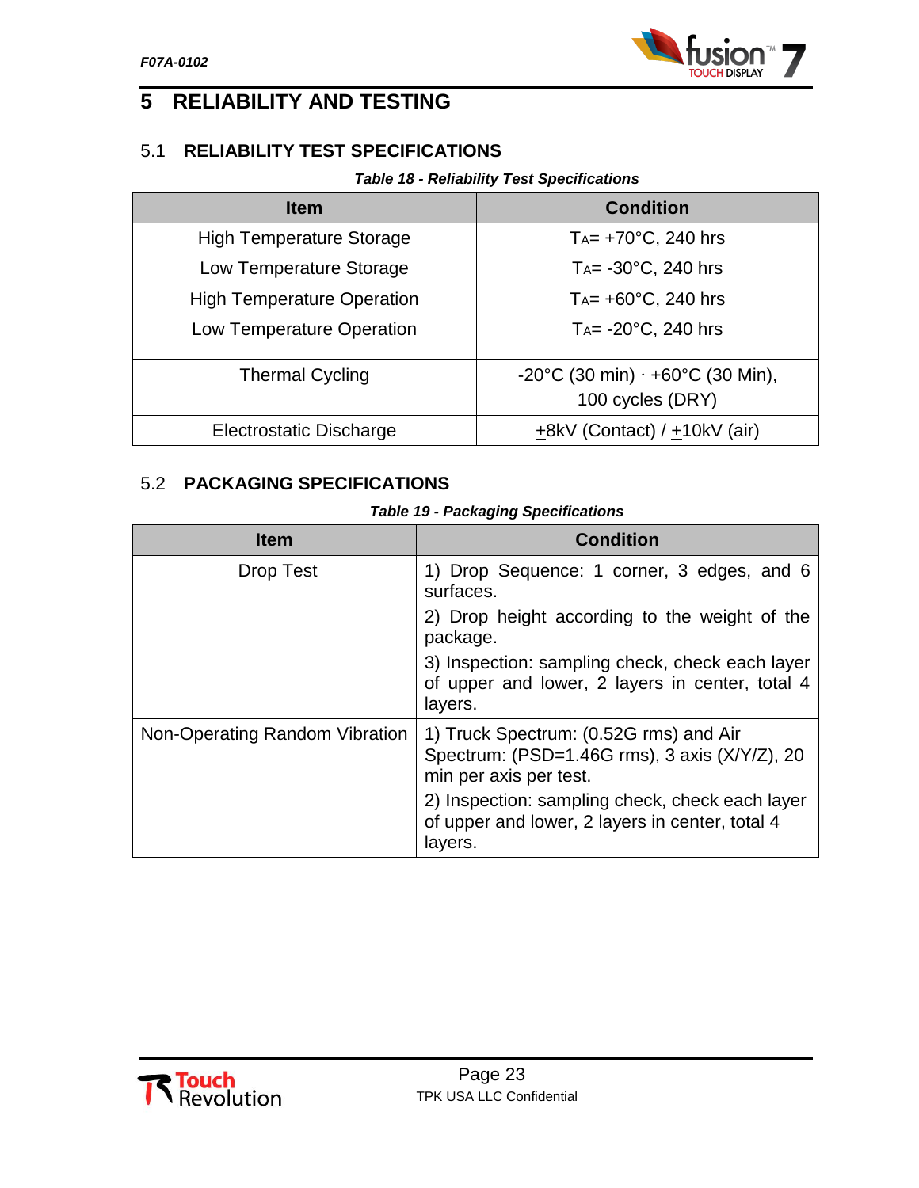# 5 RELIABILITY AND TESTING

## 5.1 RELIABILITY TEST SPECIFICATIONS

*Table 18 - Reliability Test Specifications*

| Item | Condition |
|---|---|
| High Temperature Storage | $T_A$= +70°C, 240 hrs |
| Low Temperature Storage | $T_A$= -30°C, 240 hrs |
| High Temperature Operation | $T_A$= +60°C, 240 hrs |
| Low Temperature Operation | $T_A$= -20°C, 240 hrs |
| Thermal Cycling | -20°C (30 min) · +60°C (30 Min), 100 cycles (DRY) |
| Electrostatic Discharge | ±8kV (Contact) / ±10kV (air) |

## 5.2 PACKAGING SPECIFICATIONS

*Table 19 - Packaging Specifications*

| Item | Condition |
|---|---|
| Drop Test | 1) Drop Sequence: 1 corner, 3 edges, and 6 surfaces.<br>2) Drop height according to the weight of the package.<br>3) Inspection: sampling check, check each layer of upper and lower, 2 layers in center, total 4 layers. |
| Non-Operating Random Vibration | 1) Truck Spectrum: (0.52G rms) and Air Spectrum: (PSD=1.46G rms), 3 axis (X/Y/Z), 20 min per axis per test.<br>2) Inspection: sampling check, check each layer of upper and lower, 2 layers in center, total 4 layers. |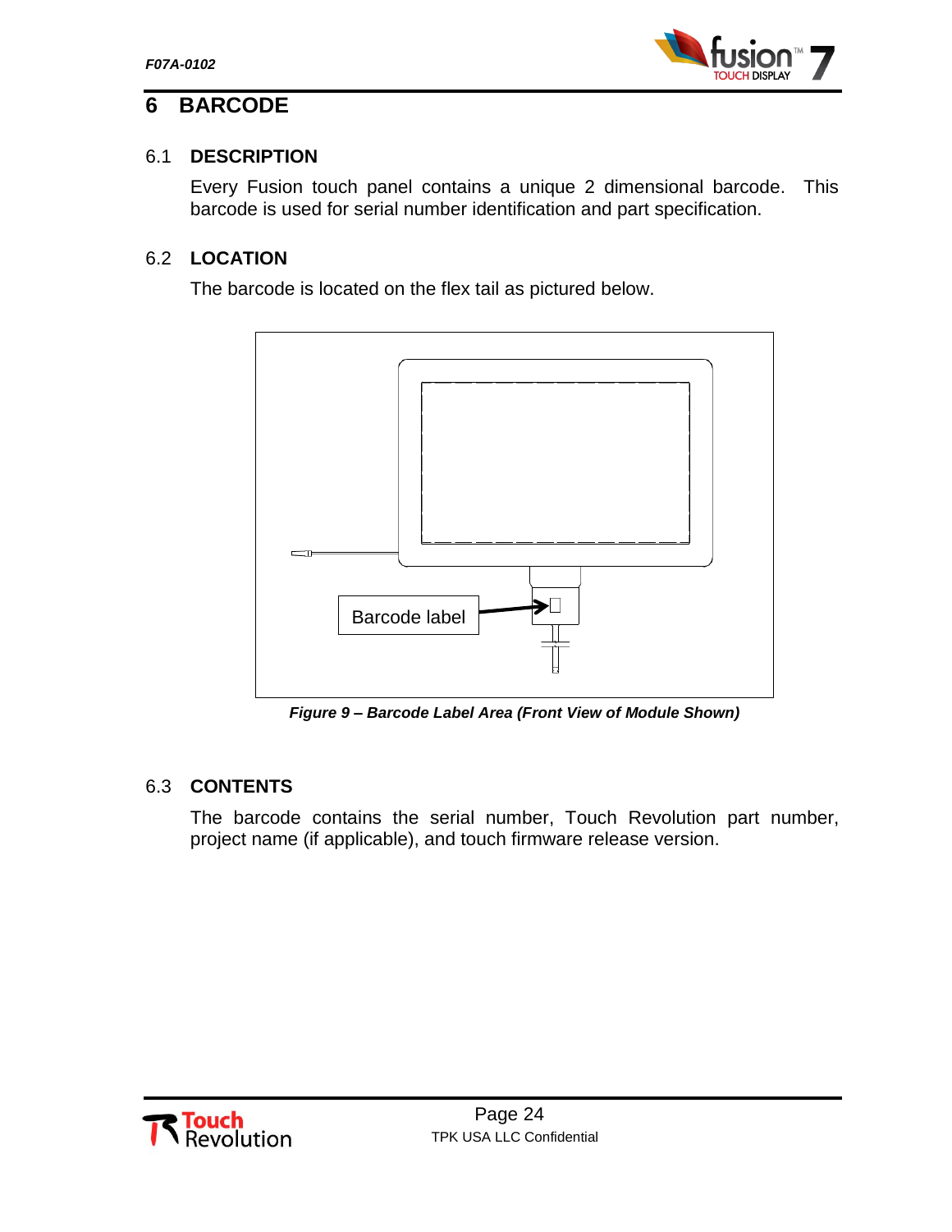# 6 BARCODE

## 6.1 DESCRIPTION

Every Fusion touch panel contains a unique 2 dimensional barcode. This barcode is used for serial number identification and part specification.

## 6.2 LOCATION

The barcode is located on the flex tail as pictured below.

Barcode label

***Figure 9 – Barcode Label Area (Front View of Module Shown)***

## 6.3 CONTENTS

The barcode contains the serial number, Touch Revolution part number, project name (if applicable), and touch firmware release version.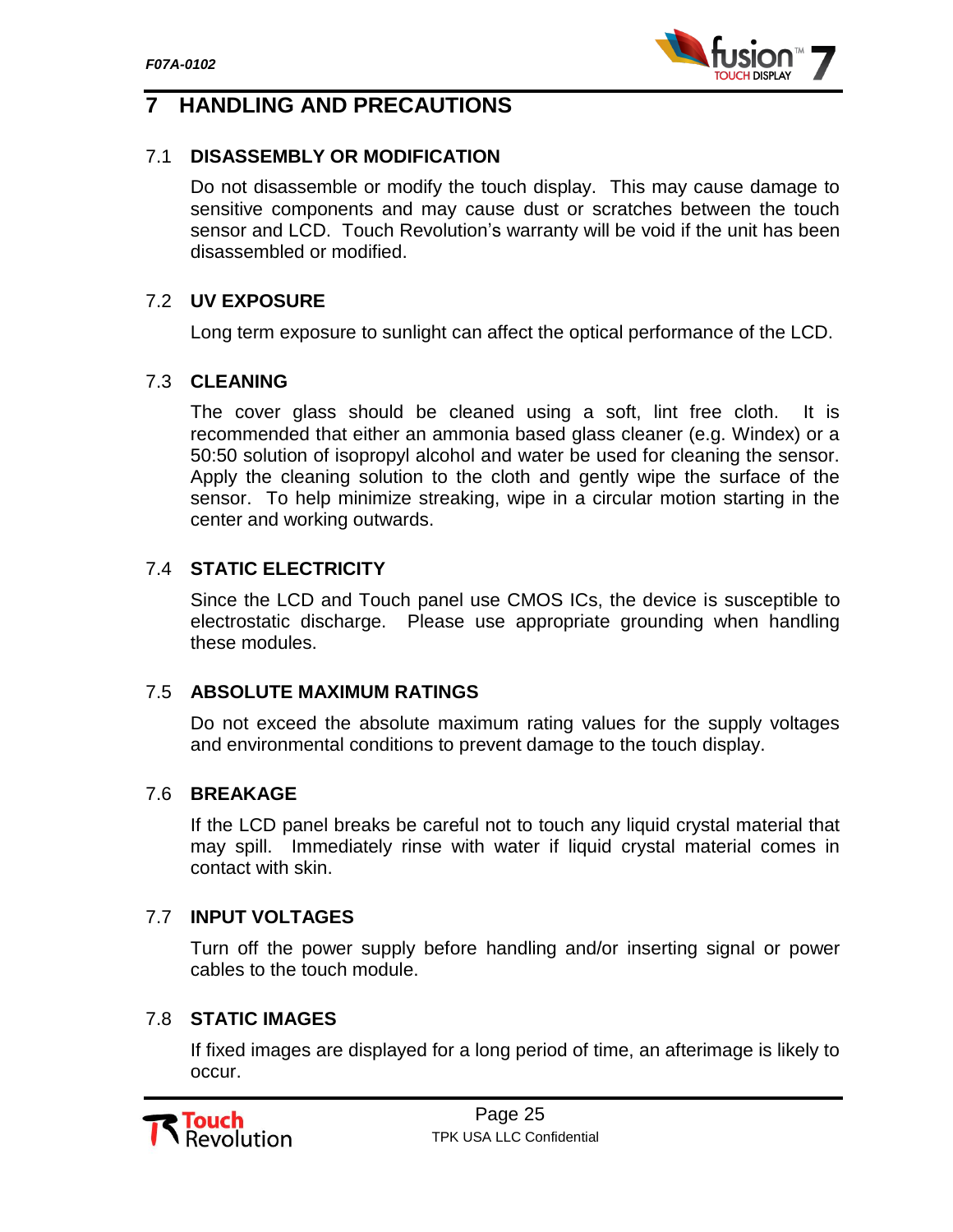# 7 HANDLING AND PRECAUTIONS

## 7.1 DISASSEMBLY OR MODIFICATION

Do not disassemble or modify the touch display. This may cause damage to sensitive components and may cause dust or scratches between the touch sensor and LCD. Touch Revolution's warranty will be void if the unit has been disassembled or modified.

## 7.2 UV EXPOSURE

Long term exposure to sunlight can affect the optical performance of the LCD.

## 7.3 CLEANING

The cover glass should be cleaned using a soft, lint free cloth. It is recommended that either an ammonia based glass cleaner (e.g. Windex) or a 50:50 solution of isopropyl alcohol and water be used for cleaning the sensor. Apply the cleaning solution to the cloth and gently wipe the surface of the sensor. To help minimize streaking, wipe in a circular motion starting in the center and working outwards.

## 7.4 STATIC ELECTRICITY

Since the LCD and Touch panel use CMOS ICs, the device is susceptible to electrostatic discharge. Please use appropriate grounding when handling these modules.

## 7.5 ABSOLUTE MAXIMUM RATINGS

Do not exceed the absolute maximum rating values for the supply voltages and environmental conditions to prevent damage to the touch display.

## 7.6 BREAKAGE

If the LCD panel breaks be careful not to touch any liquid crystal material that may spill. Immediately rinse with water if liquid crystal material comes in contact with skin.

## 7.7 INPUT VOLTAGES

Turn off the power supply before handling and/or inserting signal or power cables to the touch module.

## 7.8 STATIC IMAGES

If fixed images are displayed for a long period of time, an afterimage is likely to occur.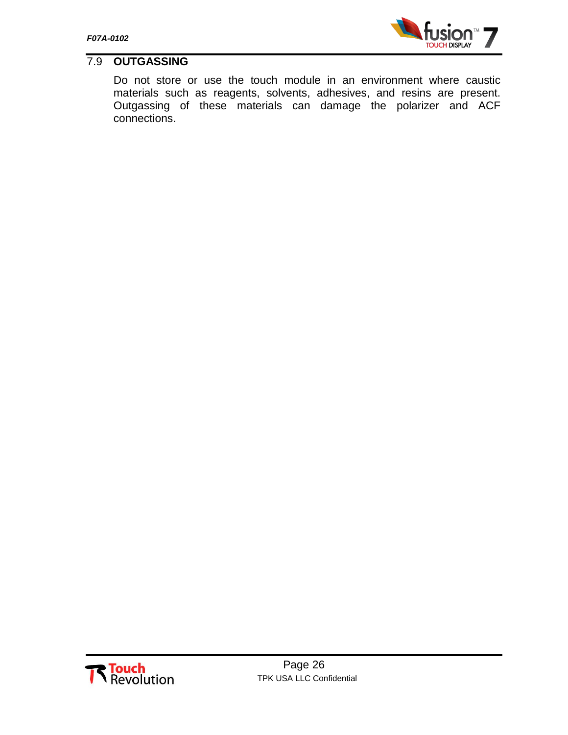## 7.9 OUTGASSING

Do not store or use the touch module in an environment where caustic materials such as reagents, solvents, adhesives, and resins are present. Outgassing of these materials can damage the polarizer and ACF connections.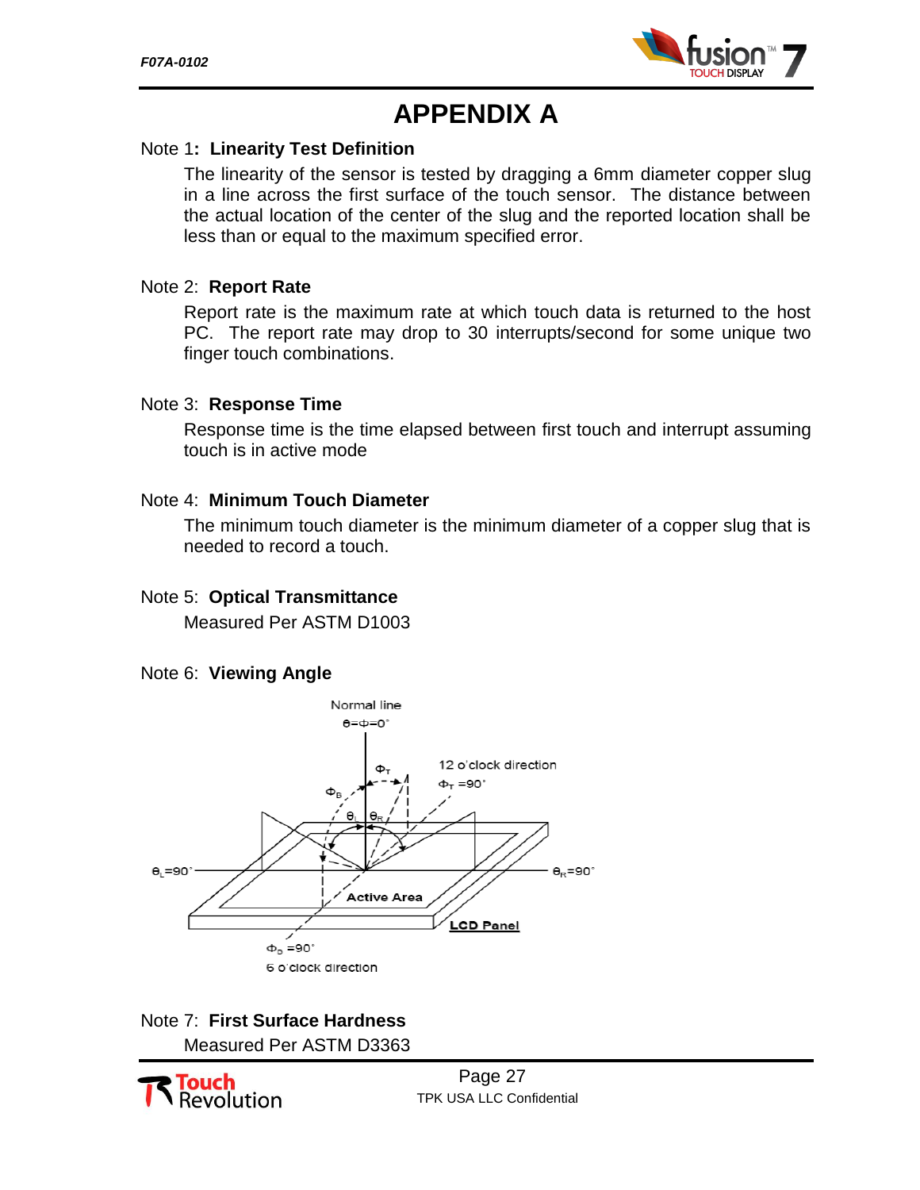# APPENDIX A

Note 1**: Linearity Test Definition**

The linearity of the sensor is tested by dragging a 6mm diameter copper slug in a line across the first surface of the touch sensor. The distance between the actual location of the center of the slug and the reported location shall be less than or equal to the maximum specified error.

Note 2: **Report Rate**

Report rate is the maximum rate at which touch data is returned to the host PC. The report rate may drop to 30 interrupts/second for some unique two finger touch combinations.

Note 3: **Response Time**

Response time is the time elapsed between first touch and interrupt assuming touch is in active mode

Note 4: **Minimum Touch Diameter**

The minimum touch diameter is the minimum diameter of a copper slug that is needed to record a touch.

Note 5: **Optical Transmittance**

Measured Per ASTM D1003

Note 6: **Viewing Angle**

Normal line $\theta=\Phi=0^\circ$

$\Phi_T$

12 o'clock direction $\Phi_T=90^\circ$

$\Phi_B$

$\theta_L$ $\theta_R$

$\theta_L=90^\circ$

$\theta_R=90^\circ$

Active Area

LCD Panel

$\Phi_D=90^\circ$

6 o'clock direction

Note 7: **First Surface Hardness**

Measured Per ASTM D3363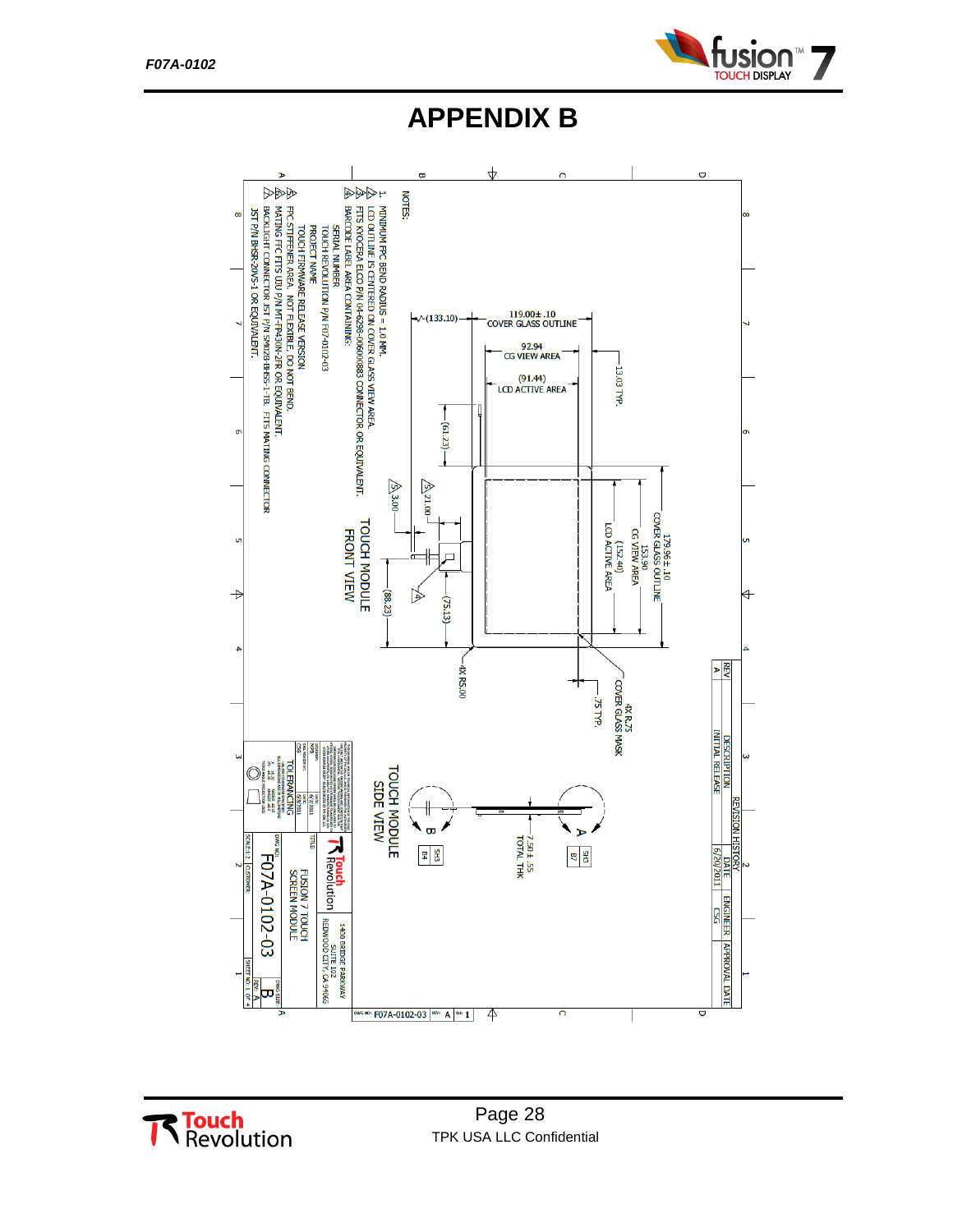# APPENDIX B

NOTES:

1. MINIMUM FPC BEND RADIUS = 1.0 MM.
2. LCD OUTLINE IS CENTERED ON COVER GLASS VIEW AREA.
3. FITS KYOCERA ELCO P/N 04-6298-006000883 CONNECTOR OR EQUIVALENT.
4. BARCODE LABEL AREA CONTAINING:
   - SERIAL NUMBER
   - TOUCH REVOLUTION P/N F07-0102-03
   - PROJECT NAME
   - TOUCH FIRMWARE RELEASE VERSION
5. FPC STIFFENER AREA. NOT FLEXIBLE, DO NOT BEND.
6. MATING FFC FITS UDJ P/N MT-FP430N-2FR OR EQUIVALENT.
7. BACKLIGHT CONNECTOR JST P/N SM02B-BHSS-1-TB. FITS MATING CONNECTOR JST P/N BHSR-20VS-1 OR EQUIVALENT.

TOUCH MODULE FRONT VIEW

- 119.00± .10 COVER GLASS OUTLINE
- 92.94 CG VIEW AREA
- (91.44) LCD ACTIVE AREA
- 179.96 ± .10 COVER GLASS OUTLINE
- 153.90 CG VIEW AREA
- (152.40) LCD ACTIVE AREA
- (133.10)
- 13.03 TYP.
- (61.23)
- (75.13)
- (88.23)
- 21.00
- 3.00
- 4X R5.00
- 4X R.75 COVER GLASS MASK
- .75 TYP.

TOUCH MODULE SIDE VIEW

- 7.50 ± .55 TOTAL THK

REVISION HISTORY

| REV | DESCRIPTION | DATE | ENGINEER | APPROVAL DATE |
|---|---|---|---|---|
| A | INITIAL RELEASE | 6/20/2011 | CSG | |

TITLE: FUSION 7 TOUCH SCREEN MODULE

Touch Revolution, 1400 BRIDGE PARKWAY, REDWOOD CITY, CA 94065

DWG NO: F07A-0102-03 REV: A SHEET NO. 1 OF 4 DWG SIZE: B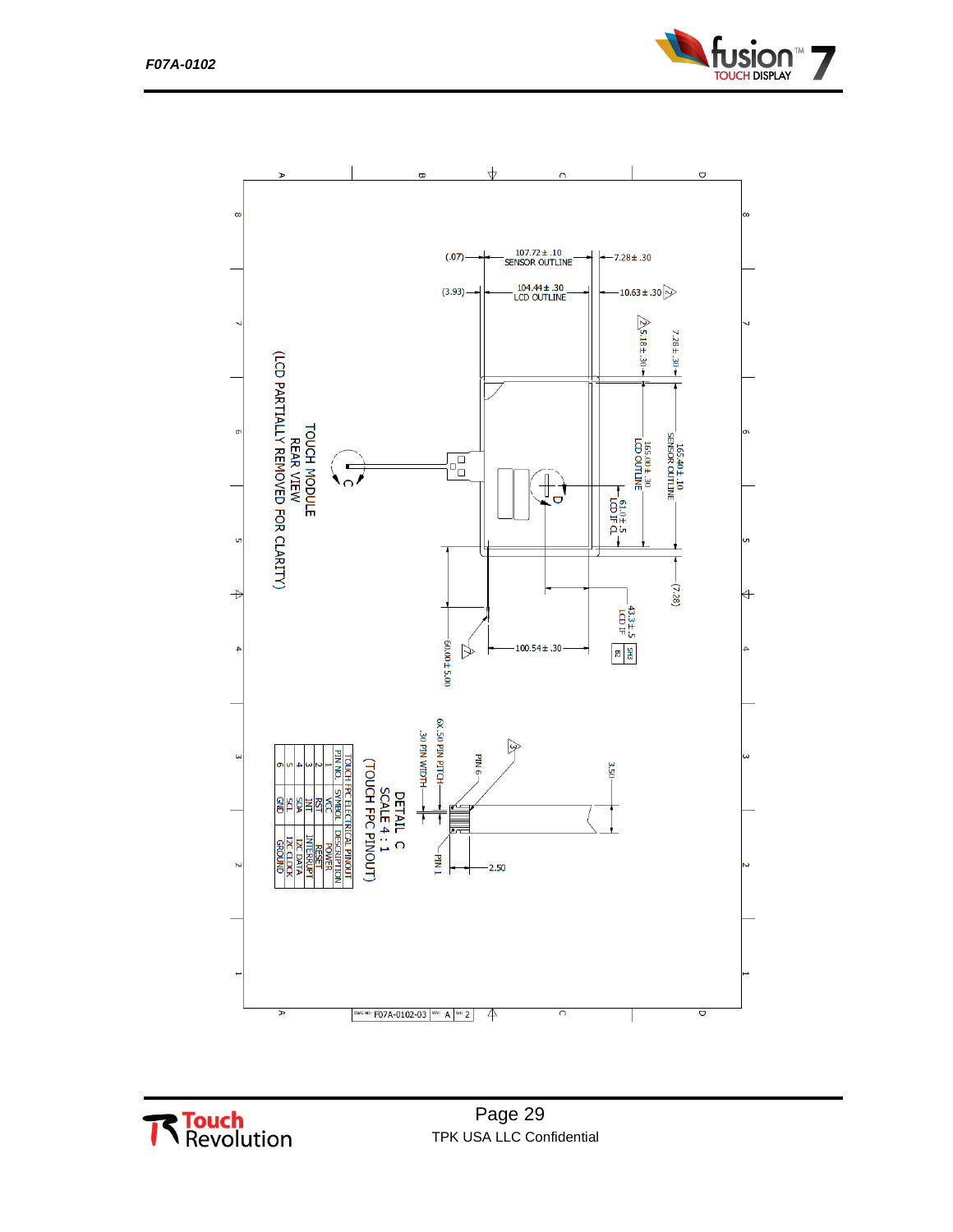TOUCH MODULE
REAR VIEW
(LCD PARTIALLY REMOVED FOR CLARITY)

(.07) — 107.72 ± .10 SENSOR OUTLINE — 7.28 ± .30

(3.93) — 104.44 ± .30 LCD OUTLINE — 10.63 ± .30

5.18 ± .30

7.28 ± .30

165.00 ± .30 LCD OUTLINE

165.40 ± .10 SENSOR OUTLINE

61.0 ± .5 LCD IF CL

(7.28)

43.3 ± .5 LCD IF

100.54 ± .30

60.00 ± 5.00

DETAIL C
SCALE 4 : 1
(TOUCH FPC PINOUT)

6X .50 PIN PITCH

.30 PIN WIDTH

PIN 6

PIN 1

3.50

2.50

| TOUCH FPC ELECTRICAL PINOUT | | |
|---|---|---|
| PIN NO. | SYMBOL | DESCRIPTION |
| 1 | VCC | POWER |
| 2 | RST | RESET |
| 3 | INT | INTERRUPT |
| 4 | SDA | I2C DATA |
| 5 | SCL | I2C CLOCK |
| 6 | GND | GROUND |

DWG NO: F07A-0102-03 REV: A SH: 2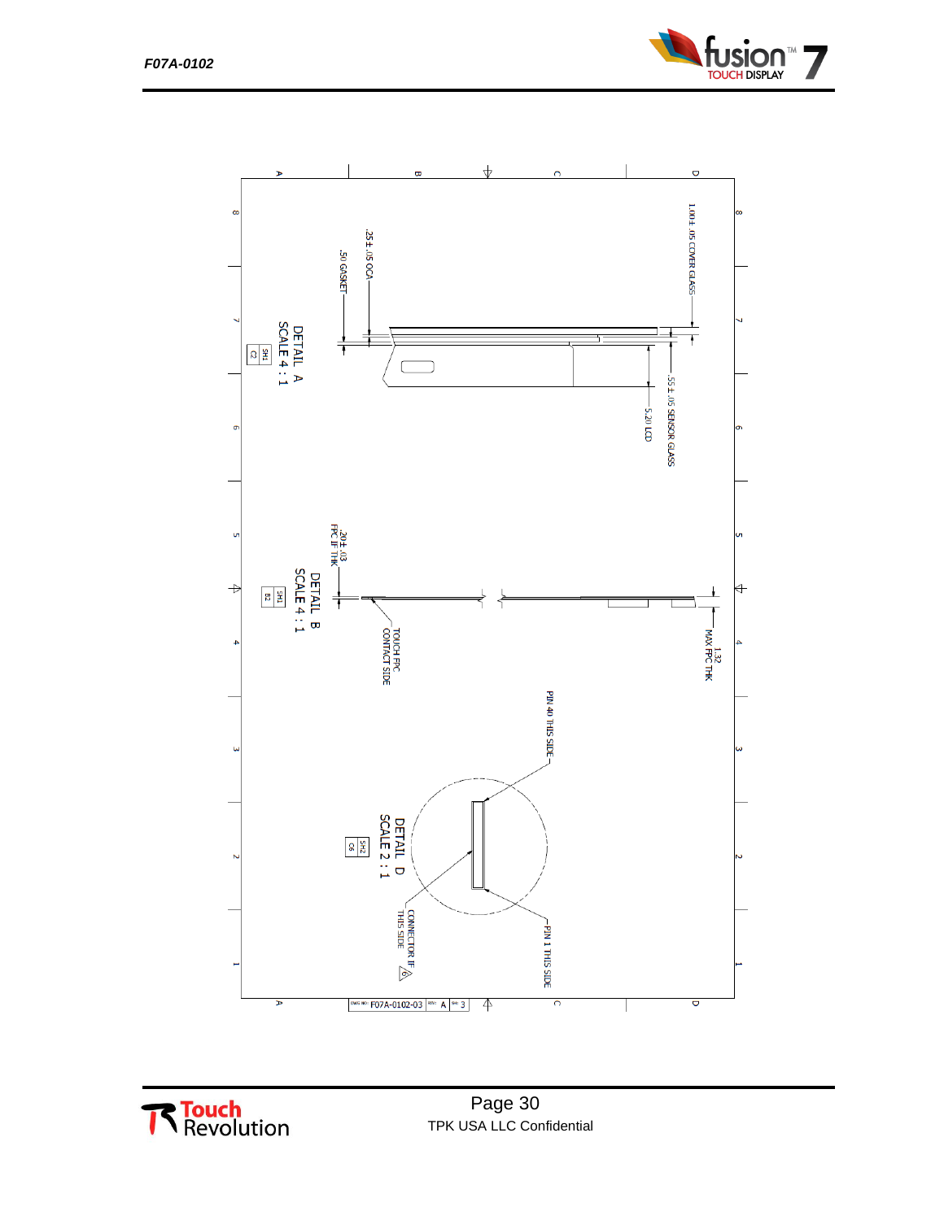DETAIL A
SCALE 4 : 1

1.00 ± .05 COVER GLASS

.25 ± .05 OCA

.50 GASKET

.55 ± .05 SENSOR GLASS

5.20 LCD

DETAIL B
SCALE 4 : 1

.20 ± .03
FPC IF THK

TOUCH FPC
CONTACT SIDE

1.32
MAX FPC THK

DETAIL D
SCALE 2 : 1

PIN 40 THIS SIDE

PIN 1 THIS SIDE

CONNECTOR IF
THIS SIDE

DWG NO: F07A-0102-03 REV: A SH 3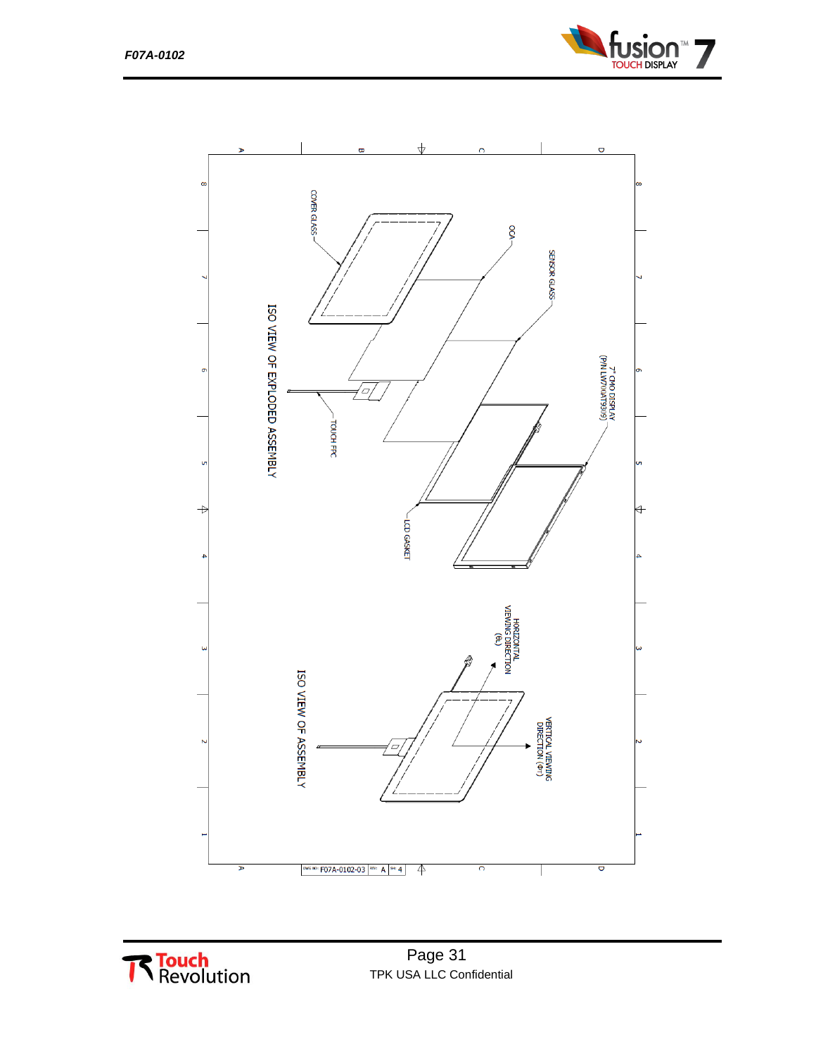COVER GLASS

OCA

SENSOR GLASS

7" CMO DISPLAY
(P/N LW700AT9309)

TOUCH FPC

LCD GASKET

ISO VIEW OF EXPLODED ASSEMBLY

HORIZONTAL
VIEWING DIRECTION
(θ₁)

VERTICAL VIEWING
DIRECTION (Φ↑)

ISO VIEW OF ASSEMBLY

DWG NO: F07A-0102-03 REV: A SH: 4